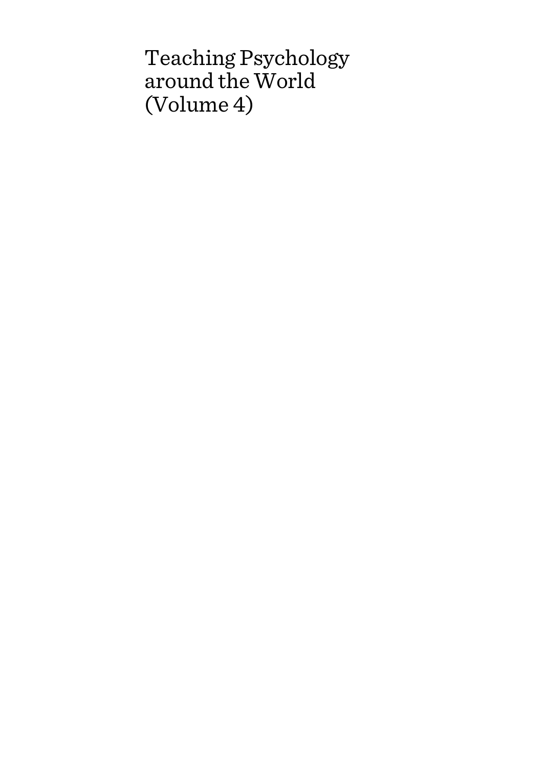# Teaching Psychology around the World (Volume 4)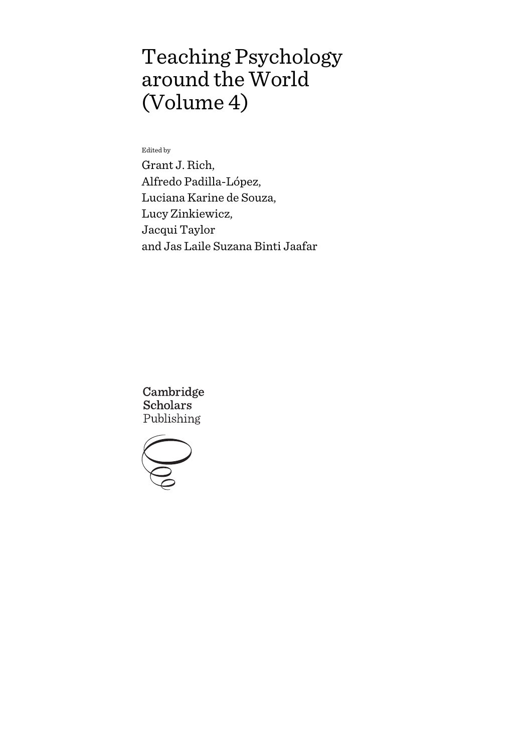# Teaching Psychology around the World (Volume 4)

Edited by

Grant J. Rich,
Alfredo Padilla-López,
Luciana Karine de Souza,
Lucy Zinkiewicz,
Jacqui Taylor
and Jas Laile Suzana Binti Jaafar

Cambridge
Scholars
Publishing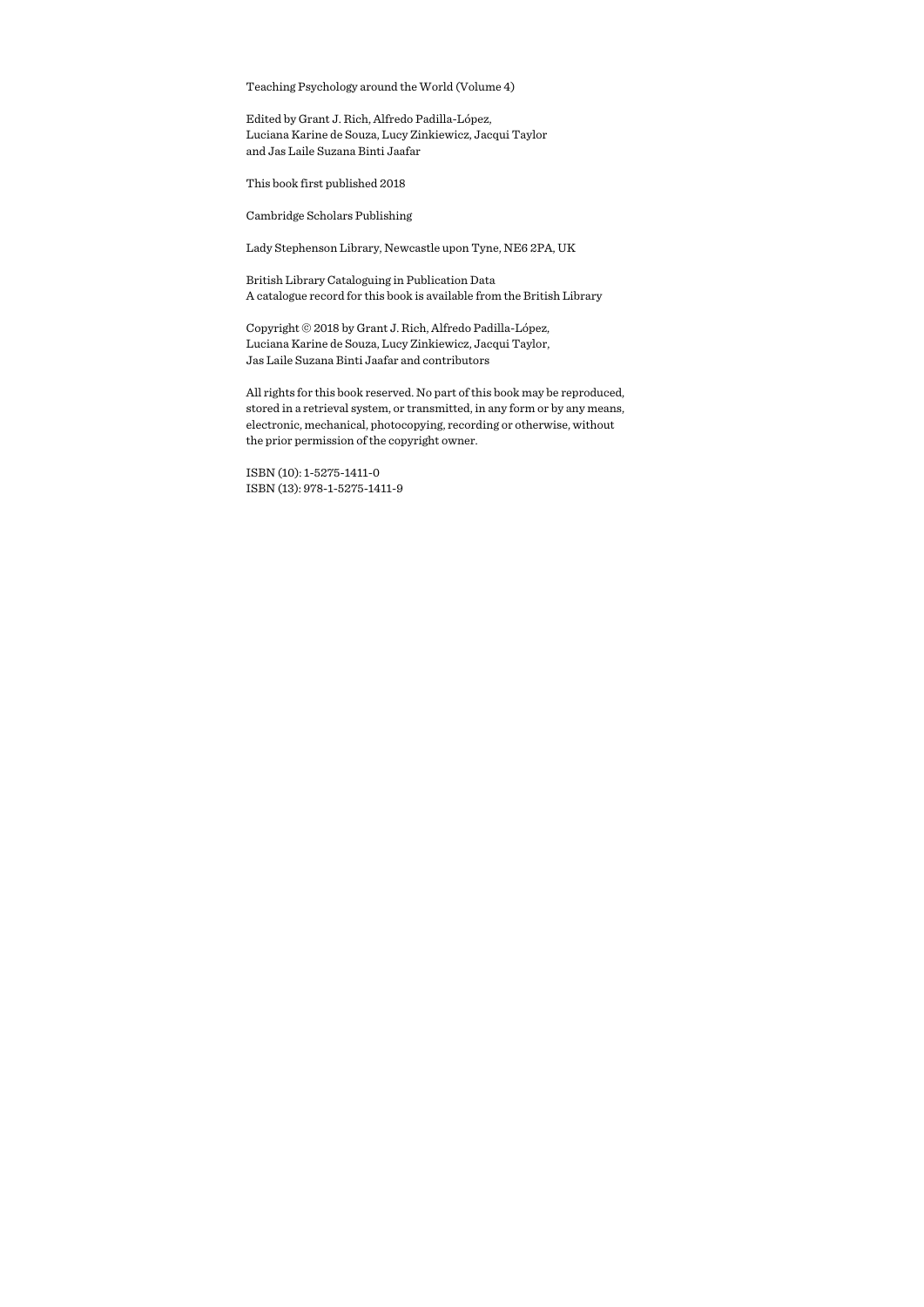Teaching Psychology around the World (Volume 4)

Edited by Grant J. Rich, Alfredo Padilla-López,
Luciana Karine de Souza, Lucy Zinkiewicz, Jacqui Taylor
and Jas Laile Suzana Binti Jaafar

This book first published 2018

Cambridge Scholars Publishing

Lady Stephenson Library, Newcastle upon Tyne, NE6 2PA, UK

British Library Cataloguing in Publication Data
A catalogue record for this book is available from the British Library

Copyright © 2018 by Grant J. Rich, Alfredo Padilla-López,
Luciana Karine de Souza, Lucy Zinkiewicz, Jacqui Taylor,
Jas Laile Suzana Binti Jaafar and contributors

All rights for this book reserved. No part of this book may be reproduced, stored in a retrieval system, or transmitted, in any form or by any means, electronic, mechanical, photocopying, recording or otherwise, without the prior permission of the copyright owner.

ISBN (10): 1-5275-1411-0
ISBN (13): 978-1-5275-1411-9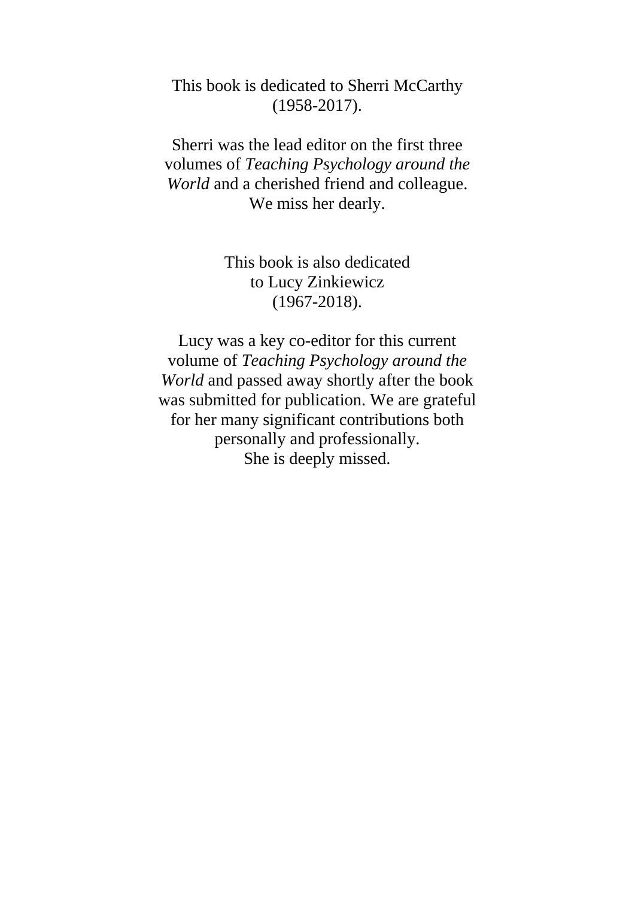This book is dedicated to Sherri McCarthy
(1958-2017).

Sherri was the lead editor on the first three volumes of *Teaching Psychology around the World* and a cherished friend and colleague. We miss her dearly.

This book is also dedicated
to Lucy Zinkiewicz
(1967-2018).

Lucy was a key co-editor for this current volume of *Teaching Psychology around the World* and passed away shortly after the book was submitted for publication. We are grateful for her many significant contributions both personally and professionally.
She is deeply missed.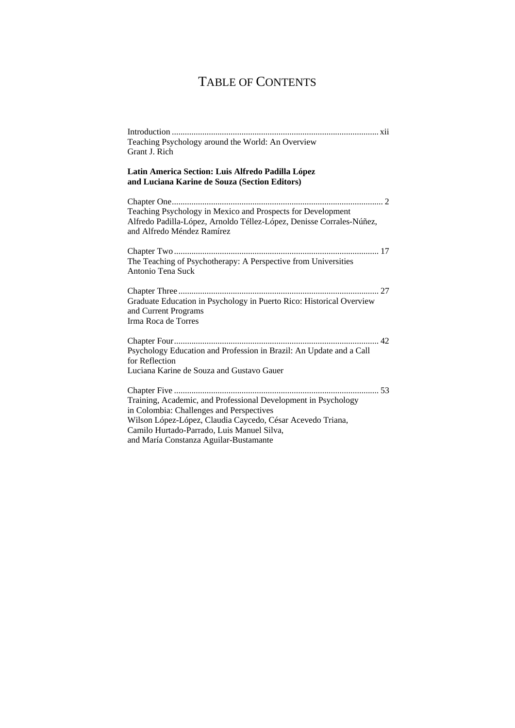# TABLE OF CONTENTS

Introduction .............................................................................................. xii
Teaching Psychology around the World: An Overview
Grant J. Rich

**Latin America Section: Luis Alfredo Padilla López and Luciana Karine de Souza (Section Editors)**

Chapter One................................................................................................ 2
Teaching Psychology in Mexico and Prospects for Development
Alfredo Padilla-López, Arnoldo Téllez-López, Denisse Corrales-Núñez, and Alfredo Méndez Ramírez

Chapter Two ............................................................................................. 17
The Teaching of Psychotherapy: A Perspective from Universities
Antonio Tena Suck

Chapter Three ........................................................................................... 27
Graduate Education in Psychology in Puerto Rico: Historical Overview and Current Programs
Irma Roca de Torres

Chapter Four............................................................................................. 42
Psychology Education and Profession in Brazil: An Update and a Call for Reflection
Luciana Karine de Souza and Gustavo Gauer

Chapter Five ............................................................................................. 53
Training, Academic, and Professional Development in Psychology in Colombia: Challenges and Perspectives
Wilson López-López, Claudia Caycedo, César Acevedo Triana, Camilo Hurtado-Parrado, Luis Manuel Silva, and María Constanza Aguilar-Bustamante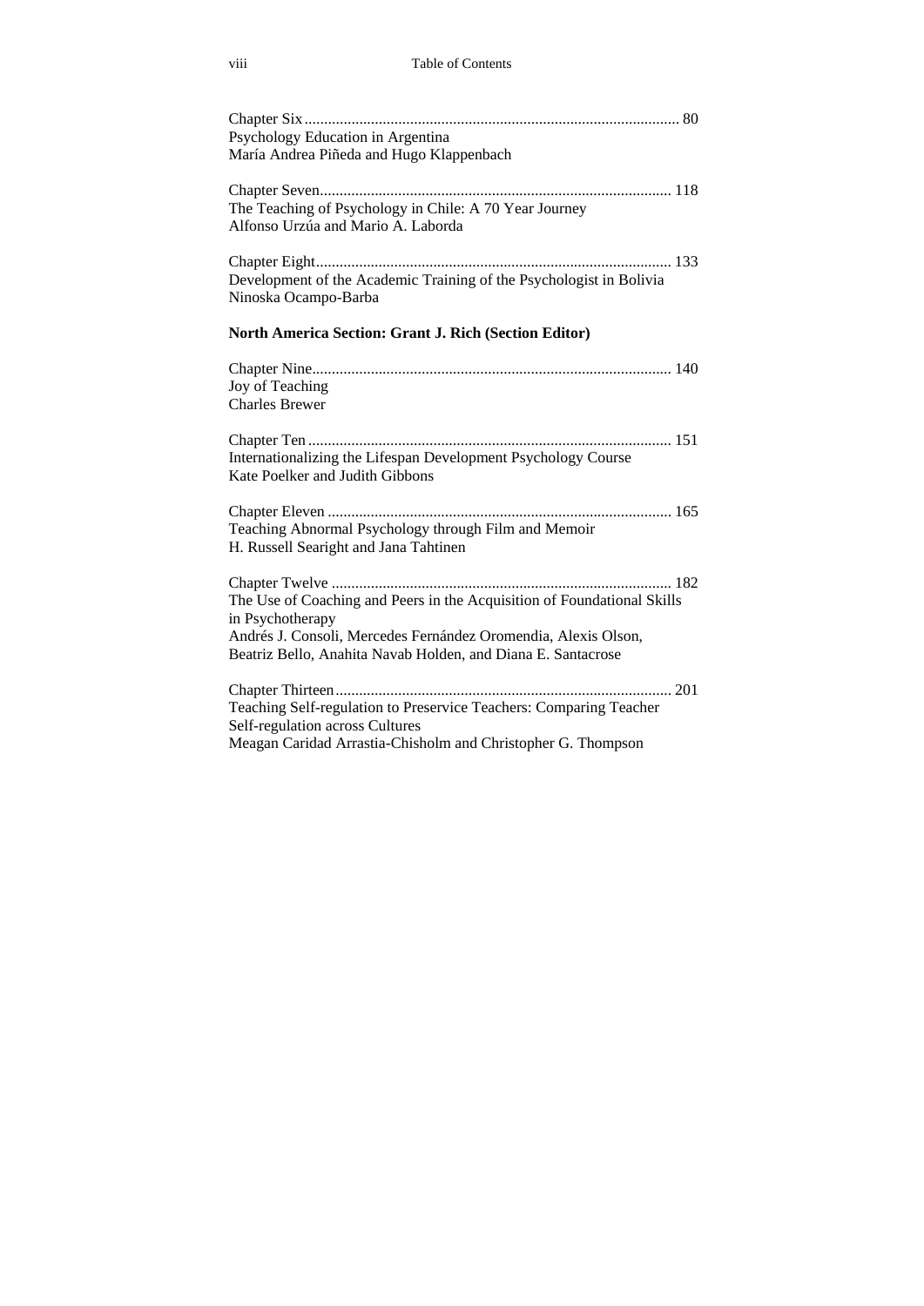Chapter Six ........................................................................................ 80
Psychology Education in Argentina
María Andrea Piñeda and Hugo Klappenbach

Chapter Seven..................................................................................... 118
The Teaching of Psychology in Chile: A 70 Year Journey
Alfonso Urzúa and Mario A. Laborda

Chapter Eight....................................................................................... 133
Development of the Academic Training of the Psychologist in Bolivia
Ninoska Ocampo-Barba

**North America Section: Grant J. Rich (Section Editor)**

Chapter Nine........................................................................................ 140
Joy of Teaching
Charles Brewer

Chapter Ten ......................................................................................... 151
Internationalizing the Lifespan Development Psychology Course
Kate Poelker and Judith Gibbons

Chapter Eleven .................................................................................... 165
Teaching Abnormal Psychology through Film and Memoir
H. Russell Searight and Jana Tahtinen

Chapter Twelve ................................................................................... 182
The Use of Coaching and Peers in the Acquisition of Foundational Skills in Psychotherapy
Andrés J. Consoli, Mercedes Fernández Oromendia, Alexis Olson, Beatriz Bello, Anahita Navab Holden, and Diana E. Santacrose

Chapter Thirteen.................................................................................. 201
Teaching Self-regulation to Preservice Teachers: Comparing Teacher Self-regulation across Cultures
Meagan Caridad Arrastia-Chisholm and Christopher G. Thompson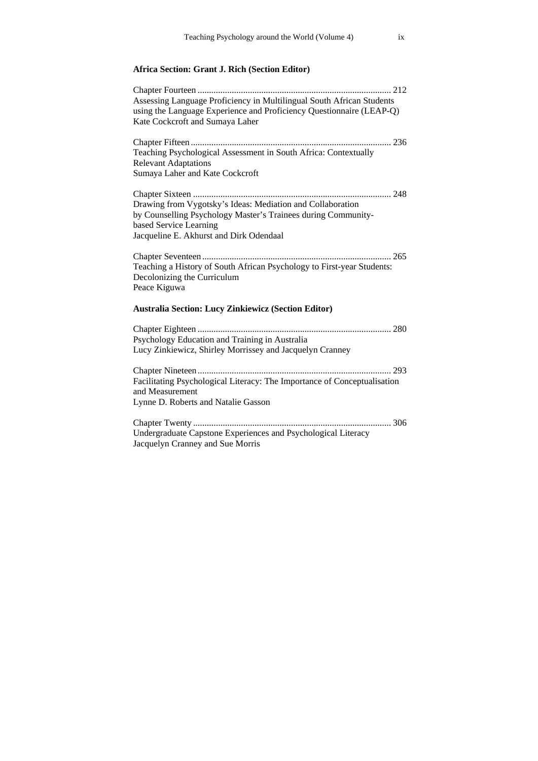**Africa Section: Grant J. Rich (Section Editor)**

Chapter Fourteen ..................................................................................... 212
Assessing Language Proficiency in Multilingual South African Students using the Language Experience and Proficiency Questionnaire (LEAP-Q)
Kate Cockcroft and Sumaya Laher

Chapter Fifteen ........................................................................................ 236
Teaching Psychological Assessment in South Africa: Contextually Relevant Adaptations
Sumaya Laher and Kate Cockcroft

Chapter Sixteen ....................................................................................... 248
Drawing from Vygotsky's Ideas: Mediation and Collaboration by Counselling Psychology Master's Trainees during Community-based Service Learning
Jacqueline E. Akhurst and Dirk Odendaal

Chapter Seventeen ................................................................................... 265
Teaching a History of South African Psychology to First-year Students: Decolonizing the Curriculum
Peace Kiguwa

**Australia Section: Lucy Zinkiewicz (Section Editor)**

Chapter Eighteen ..................................................................................... 280
Psychology Education and Training in Australia
Lucy Zinkiewicz, Shirley Morrissey and Jacquelyn Cranney

Chapter Nineteen ..................................................................................... 293
Facilitating Psychological Literacy: The Importance of Conceptualisation and Measurement
Lynne D. Roberts and Natalie Gasson

Chapter Twenty ....................................................................................... 306
Undergraduate Capstone Experiences and Psychological Literacy
Jacquelyn Cranney and Sue Morris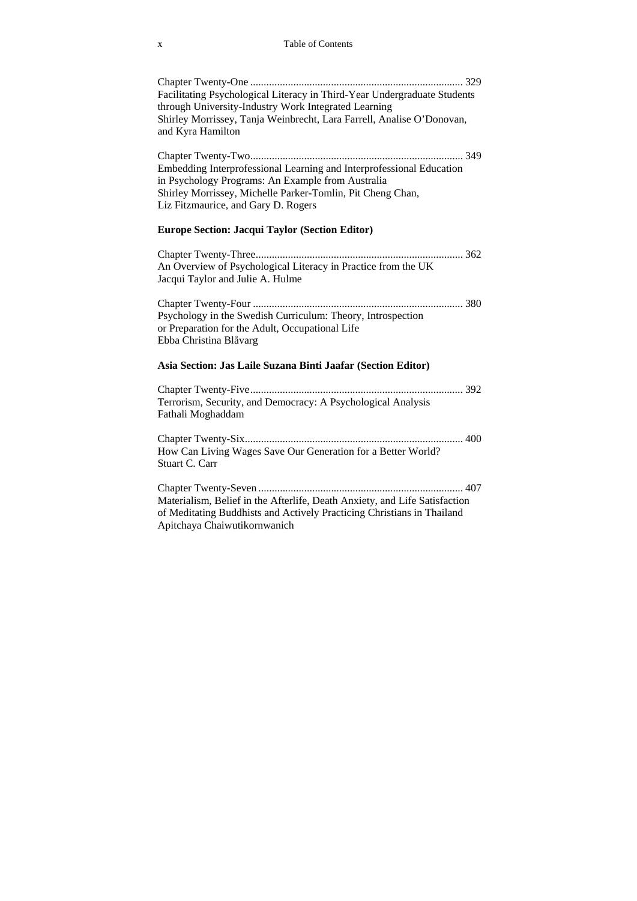Chapter Twenty-One .............................................................................. 329
Facilitating Psychological Literacy in Third-Year Undergraduate Students through University-Industry Work Integrated Learning
Shirley Morrissey, Tanja Weinbrecht, Lara Farrell, Analise O'Donovan, and Kyra Hamilton

Chapter Twenty-Two.............................................................................. 349
Embedding Interprofessional Learning and Interprofessional Education in Psychology Programs: An Example from Australia
Shirley Morrissey, Michelle Parker-Tomlin, Pit Cheng Chan, Liz Fitzmaurice, and Gary D. Rogers

**Europe Section: Jacqui Taylor (Section Editor)**

Chapter Twenty-Three............................................................................ 362
An Overview of Psychological Literacy in Practice from the UK
Jacqui Taylor and Julie A. Hulme

Chapter Twenty-Four ............................................................................. 380
Psychology in the Swedish Curriculum: Theory, Introspection or Preparation for the Adult, Occupational Life
Ebba Christina Blåvarg

**Asia Section: Jas Laile Suzana Binti Jaafar (Section Editor)**

Chapter Twenty-Five.............................................................................. 392
Terrorism, Security, and Democracy: A Psychological Analysis
Fathali Moghaddam

Chapter Twenty-Six................................................................................ 400
How Can Living Wages Save Our Generation for a Better World?
Stuart C. Carr

Chapter Twenty-Seven ........................................................................... 407
Materialism, Belief in the Afterlife, Death Anxiety, and Life Satisfaction of Meditating Buddhists and Actively Practicing Christians in Thailand
Apitchaya Chaiwutikornwanich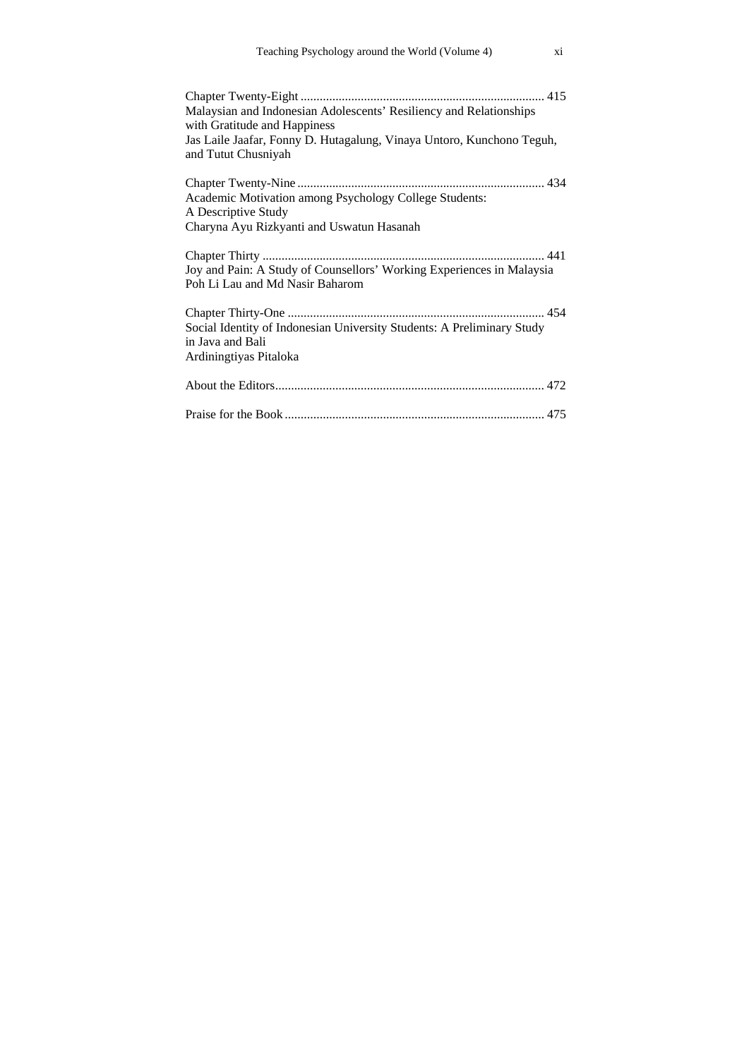Chapter Twenty-Eight ............................................................................ 415
Malaysian and Indonesian Adolescents' Resiliency and Relationships with Gratitude and Happiness
Jas Laile Jaafar, Fonny D. Hutagalung, Vinaya Untoro, Kunchono Teguh, and Tutut Chusniyah

Chapter Twenty-Nine ............................................................................ 434
Academic Motivation among Psychology College Students: A Descriptive Study
Charyna Ayu Rizkyanti and Uswatun Hasanah

Chapter Thirty ........................................................................................ 441
Joy and Pain: A Study of Counsellors' Working Experiences in Malaysia
Poh Li Lau and Md Nasir Baharom

Chapter Thirty-One ................................................................................ 454
Social Identity of Indonesian University Students: A Preliminary Study in Java and Bali
Ardiningtiyas Pitaloka

About the Editors.................................................................................... 472

Praise for the Book ................................................................................. 475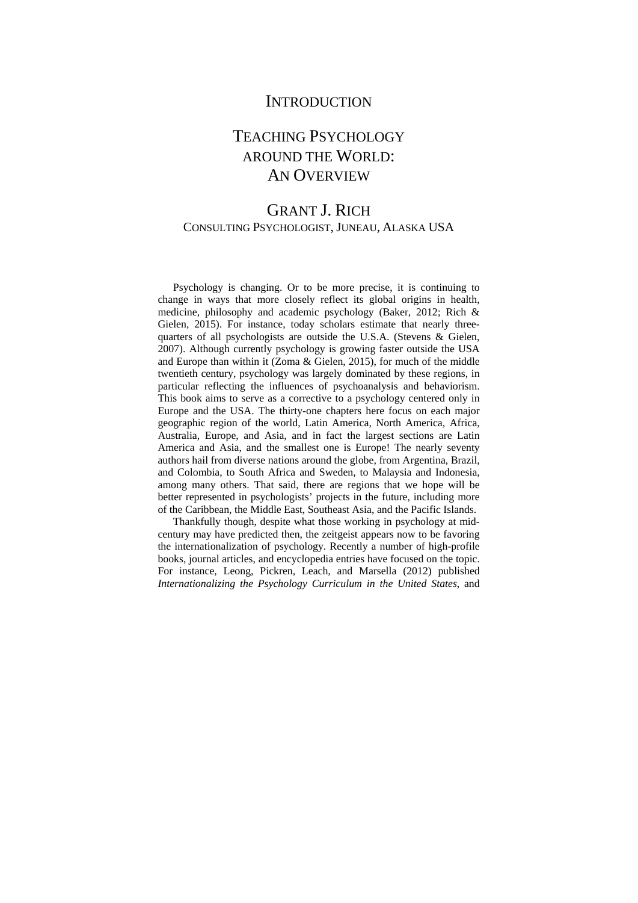# INTRODUCTION

# TEACHING PSYCHOLOGY AROUND THE WORLD: AN OVERVIEW

## GRANT J. RICH

CONSULTING PSYCHOLOGIST, JUNEAU, ALASKA USA

Psychology is changing. Or to be more precise, it is continuing to change in ways that more closely reflect its global origins in health, medicine, philosophy and academic psychology (Baker, 2012; Rich & Gielen, 2015). For instance, today scholars estimate that nearly three-quarters of all psychologists are outside the U.S.A. (Stevens & Gielen, 2007). Although currently psychology is growing faster outside the USA and Europe than within it (Zoma & Gielen, 2015), for much of the middle twentieth century, psychology was largely dominated by these regions, in particular reflecting the influences of psychoanalysis and behaviorism. This book aims to serve as a corrective to a psychology centered only in Europe and the USA. The thirty-one chapters here focus on each major geographic region of the world, Latin America, North America, Africa, Australia, Europe, and Asia, and in fact the largest sections are Latin America and Asia, and the smallest one is Europe! The nearly seventy authors hail from diverse nations around the globe, from Argentina, Brazil, and Colombia, to South Africa and Sweden, to Malaysia and Indonesia, among many others. That said, there are regions that we hope will be better represented in psychologists' projects in the future, including more of the Caribbean, the Middle East, Southeast Asia, and the Pacific Islands.

Thankfully though, despite what those working in psychology at mid-century may have predicted then, the zeitgeist appears now to be favoring the internationalization of psychology. Recently a number of high-profile books, journal articles, and encyclopedia entries have focused on the topic. For instance, Leong, Pickren, Leach, and Marsella (2012) published *Internationalizing the Psychology Curriculum in the United States*, and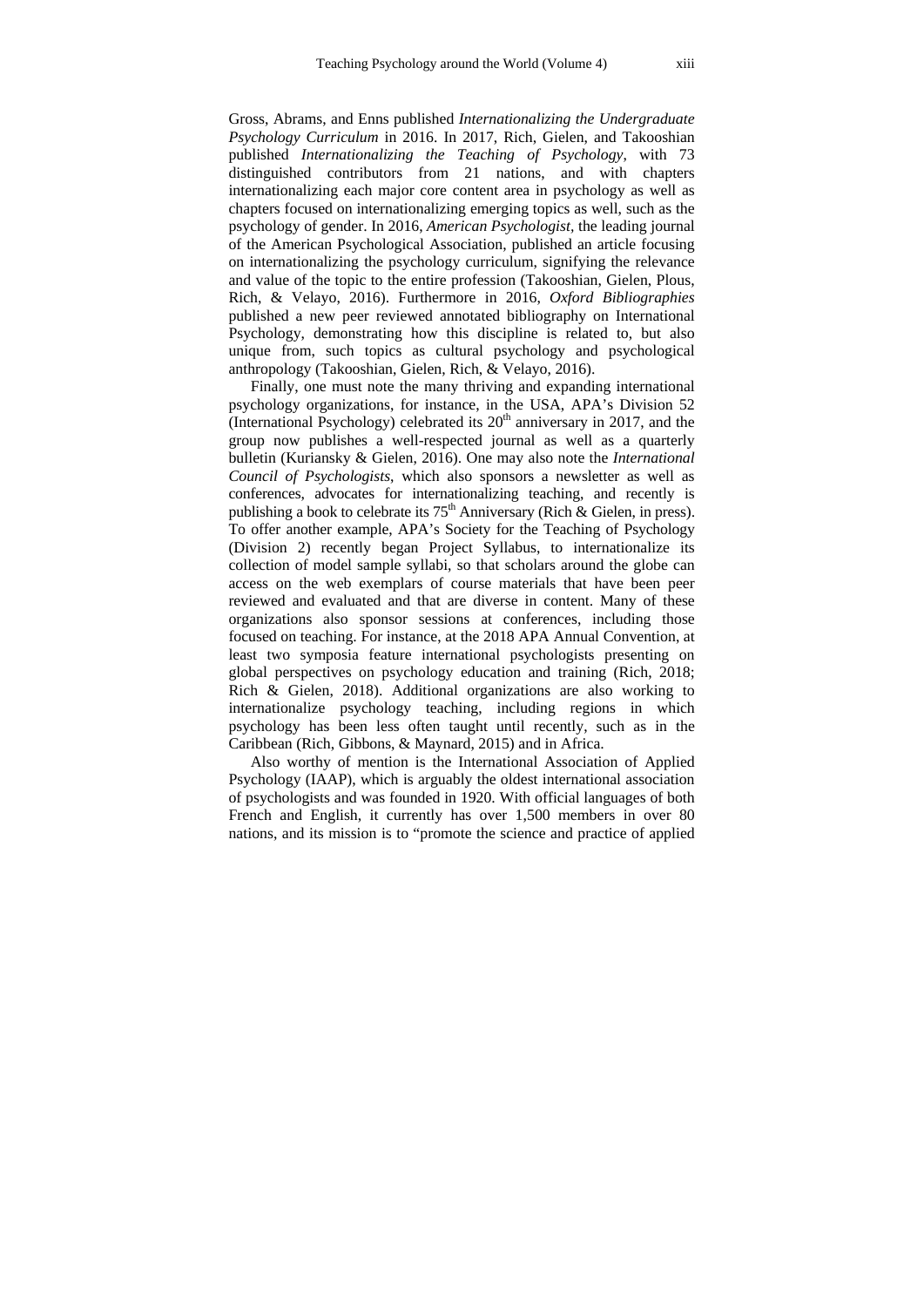Gross, Abrams, and Enns published *Internationalizing the Undergraduate Psychology Curriculum* in 2016. In 2017, Rich, Gielen, and Takooshian published *Internationalizing the Teaching of Psychology*, with 73 distinguished contributors from 21 nations, and with chapters internationalizing each major core content area in psychology as well as chapters focused on internationalizing emerging topics as well, such as the psychology of gender. In 2016, *American Psychologist*, the leading journal of the American Psychological Association, published an article focusing on internationalizing the psychology curriculum, signifying the relevance and value of the topic to the entire profession (Takooshian, Gielen, Plous, Rich, & Velayo, 2016). Furthermore in 2016, *Oxford Bibliographies* published a new peer reviewed annotated bibliography on International Psychology, demonstrating how this discipline is related to, but also unique from, such topics as cultural psychology and psychological anthropology (Takooshian, Gielen, Rich, & Velayo, 2016).

Finally, one must note the many thriving and expanding international psychology organizations, for instance, in the USA, APA's Division 52 (International Psychology) celebrated its 20th anniversary in 2017, and the group now publishes a well-respected journal as well as a quarterly bulletin (Kuriansky & Gielen, 2016). One may also note the *International Council of Psychologists*, which also sponsors a newsletter as well as conferences, advocates for internationalizing teaching, and recently is publishing a book to celebrate its 75th Anniversary (Rich & Gielen, in press). To offer another example, APA's Society for the Teaching of Psychology (Division 2) recently began Project Syllabus, to internationalize its collection of model sample syllabi, so that scholars around the globe can access on the web exemplars of course materials that have been peer reviewed and evaluated and that are diverse in content. Many of these organizations also sponsor sessions at conferences, including those focused on teaching. For instance, at the 2018 APA Annual Convention, at least two symposia feature international psychologists presenting on global perspectives on psychology education and training (Rich, 2018; Rich & Gielen, 2018). Additional organizations are also working to internationalize psychology teaching, including regions in which psychology has been less often taught until recently, such as in the Caribbean (Rich, Gibbons, & Maynard, 2015) and in Africa.

Also worthy of mention is the International Association of Applied Psychology (IAAP), which is arguably the oldest international association of psychologists and was founded in 1920. With official languages of both French and English, it currently has over 1,500 members in over 80 nations, and its mission is to "promote the science and practice of applied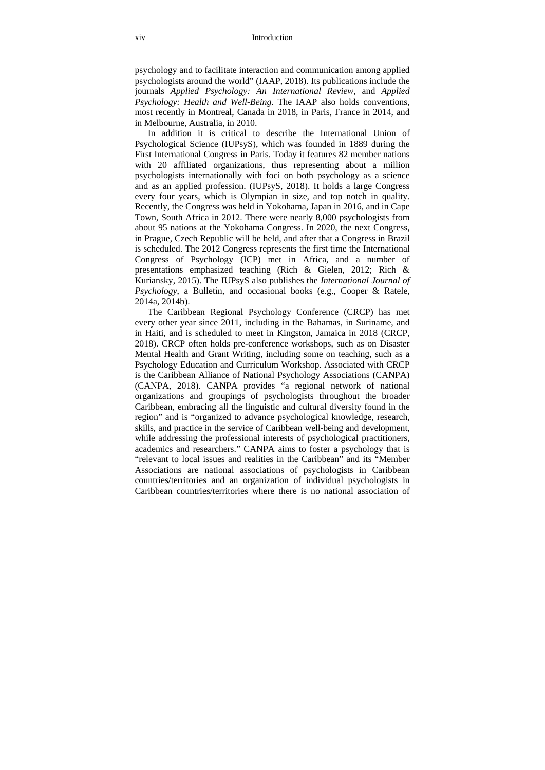psychology and to facilitate interaction and communication among applied psychologists around the world" (IAAP, 2018). Its publications include the journals *Applied Psychology: An International Review*, and *Applied Psychology: Health and Well-Being*. The IAAP also holds conventions, most recently in Montreal, Canada in 2018, in Paris, France in 2014, and in Melbourne, Australia, in 2010.

In addition it is critical to describe the International Union of Psychological Science (IUPsyS), which was founded in 1889 during the First International Congress in Paris. Today it features 82 member nations with 20 affiliated organizations, thus representing about a million psychologists internationally with foci on both psychology as a science and as an applied profession. (IUPsyS, 2018). It holds a large Congress every four years, which is Olympian in size, and top notch in quality. Recently, the Congress was held in Yokohama, Japan in 2016, and in Cape Town, South Africa in 2012. There were nearly 8,000 psychologists from about 95 nations at the Yokohama Congress. In 2020, the next Congress, in Prague, Czech Republic will be held, and after that a Congress in Brazil is scheduled. The 2012 Congress represents the first time the International Congress of Psychology (ICP) met in Africa, and a number of presentations emphasized teaching (Rich & Gielen, 2012; Rich & Kuriansky, 2015). The IUPsyS also publishes the *International Journal of Psychology*, a Bulletin, and occasional books (e.g., Cooper & Ratele, 2014a, 2014b).

The Caribbean Regional Psychology Conference (CRCP) has met every other year since 2011, including in the Bahamas, in Suriname, and in Haiti, and is scheduled to meet in Kingston, Jamaica in 2018 (CRCP, 2018). CRCP often holds pre-conference workshops, such as on Disaster Mental Health and Grant Writing, including some on teaching, such as a Psychology Education and Curriculum Workshop. Associated with CRCP is the Caribbean Alliance of National Psychology Associations (CANPA) (CANPA, 2018). CANPA provides "a regional network of national organizations and groupings of psychologists throughout the broader Caribbean, embracing all the linguistic and cultural diversity found in the region" and is "organized to advance psychological knowledge, research, skills, and practice in the service of Caribbean well-being and development, while addressing the professional interests of psychological practitioners, academics and researchers." CANPA aims to foster a psychology that is "relevant to local issues and realities in the Caribbean" and its "Member Associations are national associations of psychologists in Caribbean countries/territories and an organization of individual psychologists in Caribbean countries/territories where there is no national association of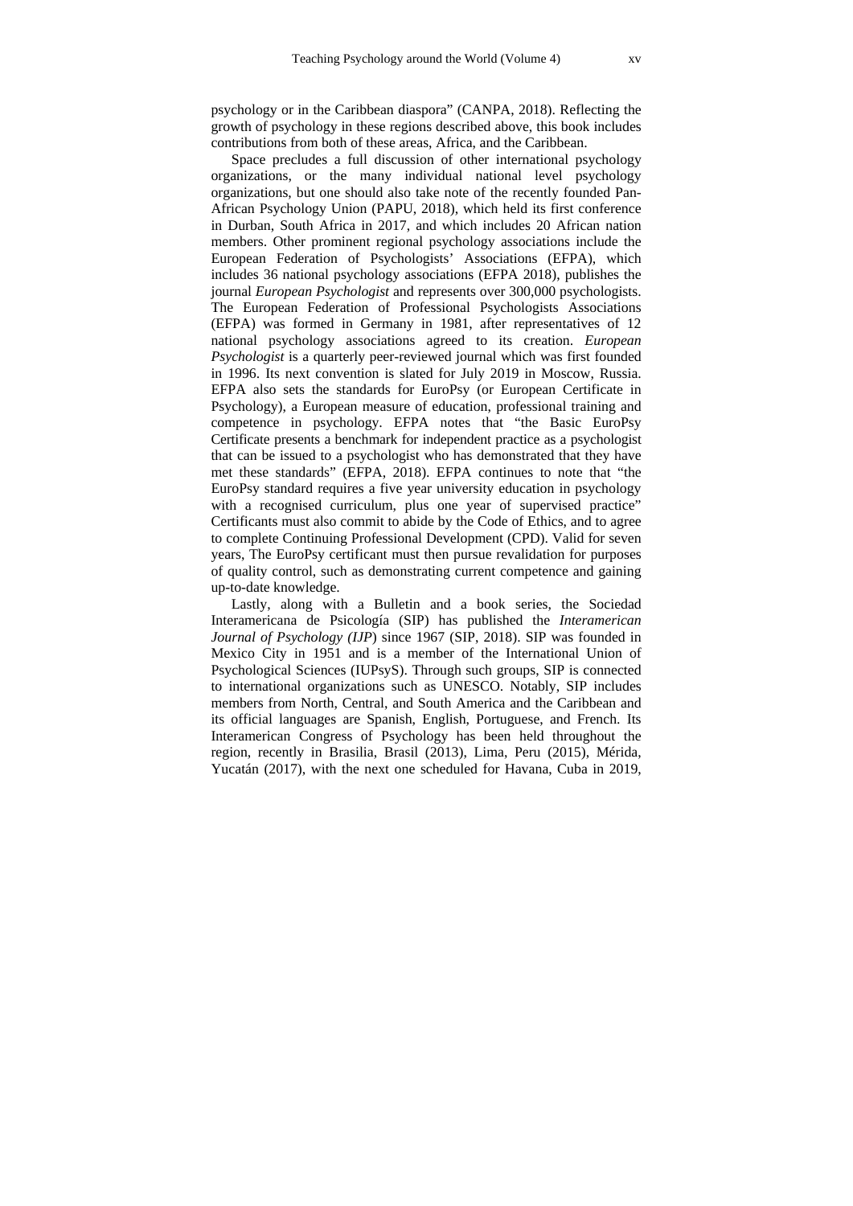psychology or in the Caribbean diaspora" (CANPA, 2018). Reflecting the growth of psychology in these regions described above, this book includes contributions from both of these areas, Africa, and the Caribbean.

Space precludes a full discussion of other international psychology organizations, or the many individual national level psychology organizations, but one should also take note of the recently founded Pan-African Psychology Union (PAPU, 2018), which held its first conference in Durban, South Africa in 2017, and which includes 20 African nation members. Other prominent regional psychology associations include the European Federation of Psychologists' Associations (EFPA), which includes 36 national psychology associations (EFPA 2018), publishes the journal *European Psychologist* and represents over 300,000 psychologists. The European Federation of Professional Psychologists Associations (EFPA) was formed in Germany in 1981, after representatives of 12 national psychology associations agreed to its creation. *European Psychologist* is a quarterly peer-reviewed journal which was first founded in 1996. Its next convention is slated for July 2019 in Moscow, Russia. EFPA also sets the standards for EuroPsy (or European Certificate in Psychology), a European measure of education, professional training and competence in psychology. EFPA notes that "the Basic EuroPsy Certificate presents a benchmark for independent practice as a psychologist that can be issued to a psychologist who has demonstrated that they have met these standards" (EFPA, 2018). EFPA continues to note that "the EuroPsy standard requires a five year university education in psychology with a recognised curriculum, plus one year of supervised practice" Certificants must also commit to abide by the Code of Ethics, and to agree to complete Continuing Professional Development (CPD). Valid for seven years, The EuroPsy certificant must then pursue revalidation for purposes of quality control, such as demonstrating current competence and gaining up-to-date knowledge.

Lastly, along with a Bulletin and a book series, the Sociedad Interamericana de Psicología (SIP) has published the *Interamerican Journal of Psychology (IJP*) since 1967 (SIP, 2018). SIP was founded in Mexico City in 1951 and is a member of the International Union of Psychological Sciences (IUPsyS). Through such groups, SIP is connected to international organizations such as UNESCO. Notably, SIP includes members from North, Central, and South America and the Caribbean and its official languages are Spanish, English, Portuguese, and French. Its Interamerican Congress of Psychology has been held throughout the region, recently in Brasilia, Brasil (2013), Lima, Peru (2015), Mérida, Yucatán (2017), with the next one scheduled for Havana, Cuba in 2019,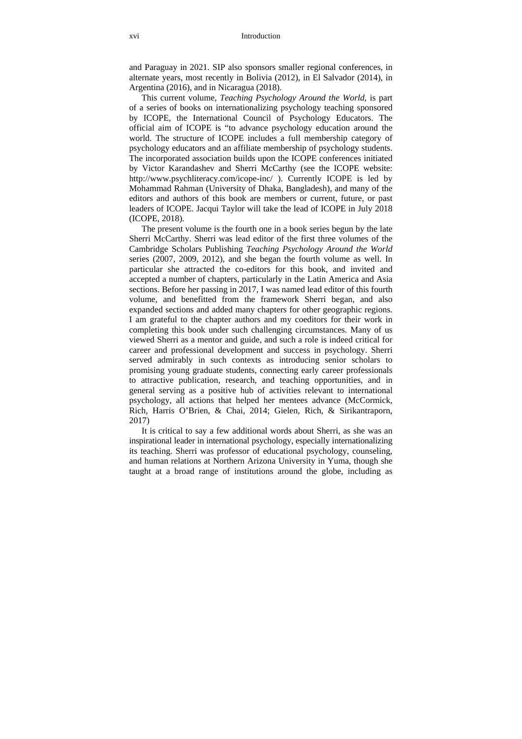and Paraguay in 2021. SIP also sponsors smaller regional conferences, in alternate years, most recently in Bolivia (2012), in El Salvador (2014), in Argentina (2016), and in Nicaragua (2018).

This current volume, *Teaching Psychology Around the World*, is part of a series of books on internationalizing psychology teaching sponsored by ICOPE, the International Council of Psychology Educators. The official aim of ICOPE is "to advance psychology education around the world. The structure of ICOPE includes a full membership category of psychology educators and an affiliate membership of psychology students. The incorporated association builds upon the ICOPE conferences initiated by Victor Karandashev and Sherri McCarthy (see the ICOPE website: http://www.psychliteracy.com/icope-inc/ ). Currently ICOPE is led by Mohammad Rahman (University of Dhaka, Bangladesh), and many of the editors and authors of this book are members or current, future, or past leaders of ICOPE. Jacqui Taylor will take the lead of ICOPE in July 2018 (ICOPE, 2018).

The present volume is the fourth one in a book series begun by the late Sherri McCarthy. Sherri was lead editor of the first three volumes of the Cambridge Scholars Publishing *Teaching Psychology Around the World* series (2007, 2009, 2012), and she began the fourth volume as well. In particular she attracted the co-editors for this book, and invited and accepted a number of chapters, particularly in the Latin America and Asia sections. Before her passing in 2017, I was named lead editor of this fourth volume, and benefitted from the framework Sherri began, and also expanded sections and added many chapters for other geographic regions. I am grateful to the chapter authors and my coeditors for their work in completing this book under such challenging circumstances. Many of us viewed Sherri as a mentor and guide, and such a role is indeed critical for career and professional development and success in psychology. Sherri served admirably in such contexts as introducing senior scholars to promising young graduate students, connecting early career professionals to attractive publication, research, and teaching opportunities, and in general serving as a positive hub of activities relevant to international psychology, all actions that helped her mentees advance (McCormick, Rich, Harris O'Brien, & Chai, 2014; Gielen, Rich, & Sirikantraporn, 2017)

It is critical to say a few additional words about Sherri, as she was an inspirational leader in international psychology, especially internationalizing its teaching. Sherri was professor of educational psychology, counseling, and human relations at Northern Arizona University in Yuma, though she taught at a broad range of institutions around the globe, including as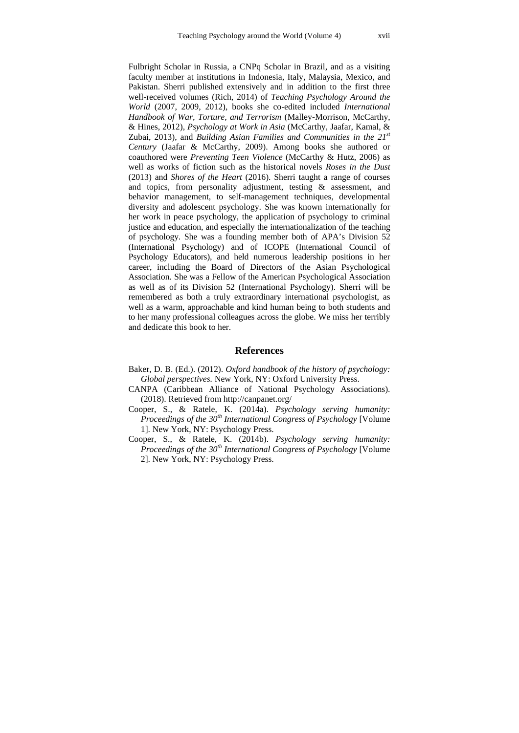Fulbright Scholar in Russia, a CNPq Scholar in Brazil, and as a visiting faculty member at institutions in Indonesia, Italy, Malaysia, Mexico, and Pakistan. Sherri published extensively and in addition to the first three well-received volumes (Rich, 2014) of *Teaching Psychology Around the World* (2007, 2009, 2012), books she co-edited included *International Handbook of War, Torture, and Terrorism* (Malley-Morrison, McCarthy, & Hines, 2012), *Psychology at Work in Asia* (McCarthy, Jaafar, Kamal, & Zubai, 2013), and *Building Asian Families and Communities in the 21$^{st}$ Century* (Jaafar & McCarthy, 2009). Among books she authored or coauthored were *Preventing Teen Violence* (McCarthy & Hutz, 2006) as well as works of fiction such as the historical novels *Roses in the Dust* (2013) and *Shores of the Heart* (2016). Sherri taught a range of courses and topics, from personality adjustment, testing & assessment, and behavior management, to self-management techniques, developmental diversity and adolescent psychology. She was known internationally for her work in peace psychology, the application of psychology to criminal justice and education, and especially the internationalization of the teaching of psychology. She was a founding member both of APA's Division 52 (International Psychology) and of ICOPE (International Council of Psychology Educators), and held numerous leadership positions in her career, including the Board of Directors of the Asian Psychological Association. She was a Fellow of the American Psychological Association as well as of its Division 52 (International Psychology). Sherri will be remembered as both a truly extraordinary international psychologist, as well as a warm, approachable and kind human being to both students and to her many professional colleagues across the globe. We miss her terribly and dedicate this book to her.

## References

Baker, D. B. (Ed.). (2012). *Oxford handbook of the history of psychology: Global perspectives.* New York, NY: Oxford University Press.

CANPA (Caribbean Alliance of National Psychology Associations). (2018). Retrieved from http://canpanet.org/

Cooper, S., & Ratele, K. (2014a). *Psychology serving humanity: Proceedings of the 30$^{th}$ International Congress of Psychology* [Volume 1]. New York, NY: Psychology Press.

Cooper, S., & Ratele, K. (2014b). *Psychology serving humanity: Proceedings of the 30$^{th}$ International Congress of Psychology* [Volume 2]. New York, NY: Psychology Press.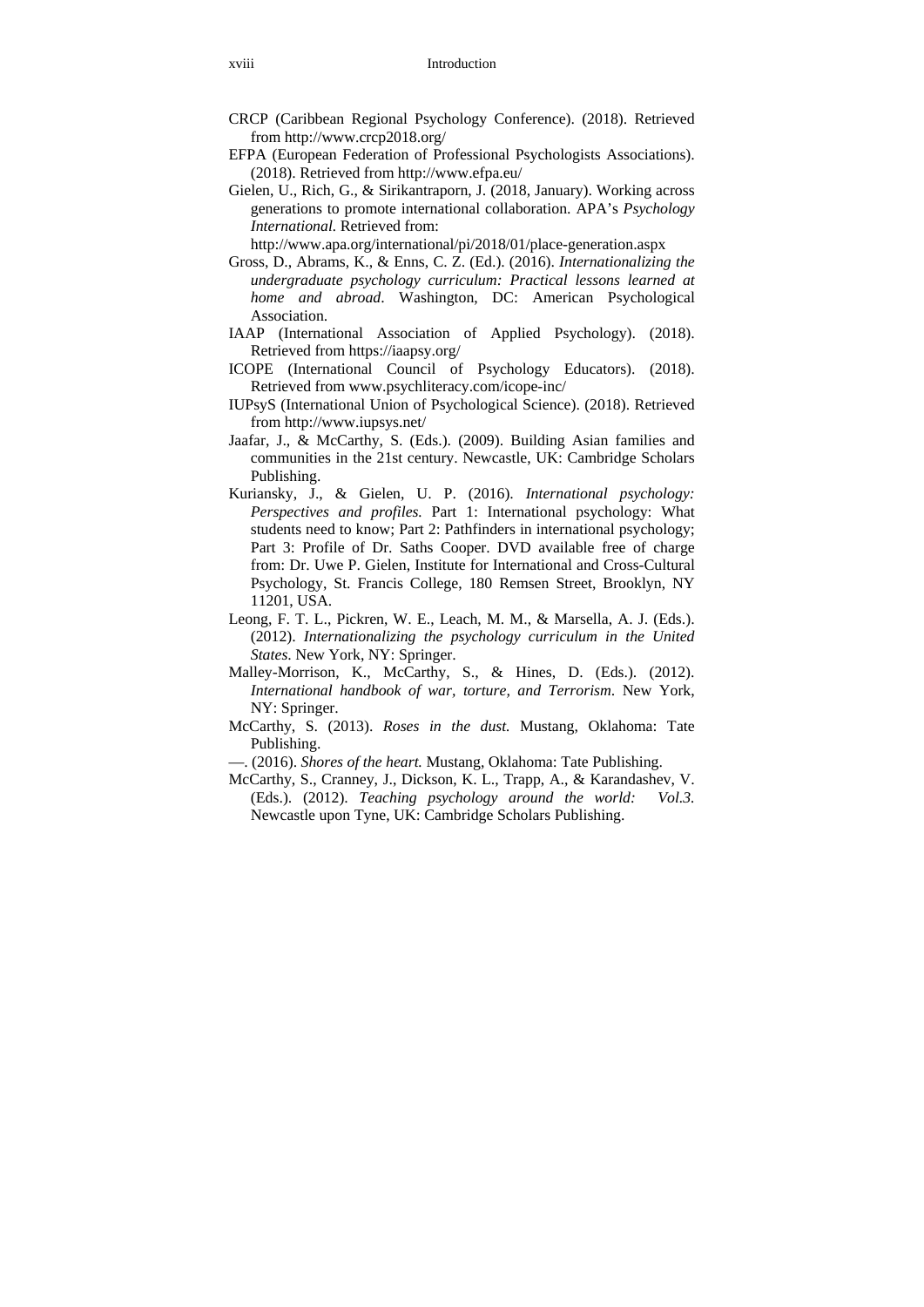CRCP (Caribbean Regional Psychology Conference). (2018). Retrieved from http://www.crcp2018.org/

EFPA (European Federation of Professional Psychologists Associations). (2018). Retrieved from http://www.efpa.eu/

Gielen, U., Rich, G., & Sirikantraporn, J. (2018, January). Working across generations to promote international collaboration. APA's *Psychology International.* Retrieved from: http://www.apa.org/international/pi/2018/01/place-generation.aspx

Gross, D., Abrams, K., & Enns, C. Z. (Ed.). (2016). *Internationalizing the undergraduate psychology curriculum: Practical lessons learned at home and abroad*. Washington, DC: American Psychological Association.

IAAP (International Association of Applied Psychology). (2018). Retrieved from https://iaapsy.org/

ICOPE (International Council of Psychology Educators). (2018). Retrieved from www.psychliteracy.com/icope-inc/

IUPsyS (International Union of Psychological Science). (2018). Retrieved from http://www.iupsys.net/

Jaafar, J., & McCarthy, S. (Eds.). (2009). Building Asian families and communities in the 21st century. Newcastle, UK: Cambridge Scholars Publishing.

Kuriansky, J., & Gielen, U. P. (2016). *International psychology: Perspectives and profiles.* Part 1: International psychology: What students need to know; Part 2: Pathfinders in international psychology; Part 3: Profile of Dr. Saths Cooper. DVD available free of charge from: Dr. Uwe P. Gielen, Institute for International and Cross-Cultural Psychology, St. Francis College, 180 Remsen Street, Brooklyn, NY 11201, USA.

Leong, F. T. L., Pickren, W. E., Leach, M. M., & Marsella, A. J. (Eds.). (2012). *Internationalizing the psychology curriculum in the United States*. New York, NY: Springer.

Malley-Morrison, K., McCarthy, S., & Hines, D. (Eds.). (2012). *International handbook of war, torture, and Terrorism*. New York, NY: Springer.

McCarthy, S. (2013). *Roses in the dust.* Mustang, Oklahoma: Tate Publishing.

—. (2016). *Shores of the heart.* Mustang, Oklahoma: Tate Publishing.

McCarthy, S., Cranney, J., Dickson, K. L., Trapp, A., & Karandashev, V. (Eds.). (2012). *Teaching psychology around the world: Vol.3.* Newcastle upon Tyne, UK: Cambridge Scholars Publishing.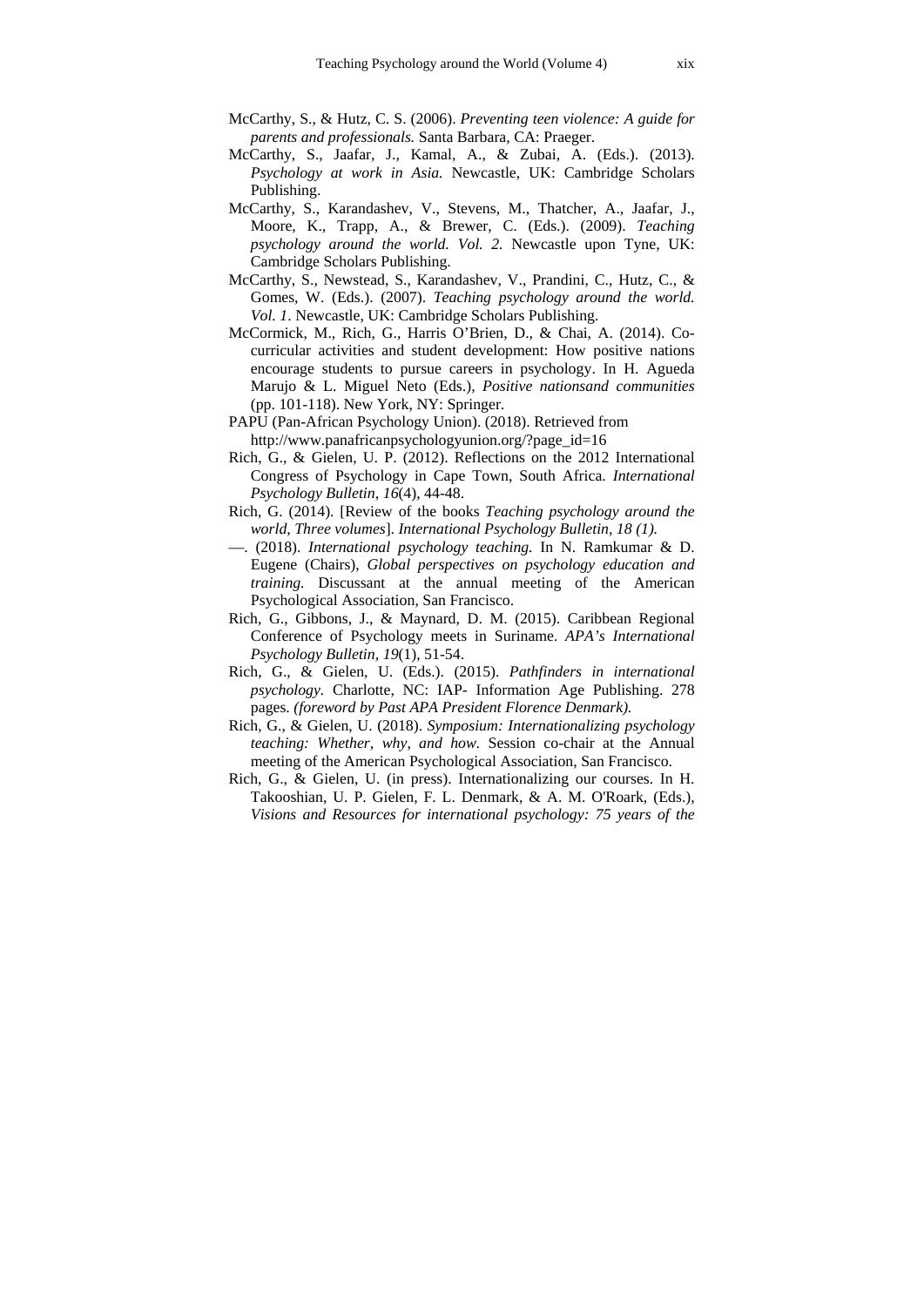McCarthy, S., & Hutz, C. S. (2006). *Preventing teen violence: A guide for parents and professionals.* Santa Barbara, CA: Praeger.

McCarthy, S., Jaafar, J., Kamal, A., & Zubai, A. (Eds.). (2013). *Psychology at work in Asia.* Newcastle, UK: Cambridge Scholars Publishing.

McCarthy, S., Karandashev, V., Stevens, M., Thatcher, A., Jaafar, J., Moore, K., Trapp, A., & Brewer, C. (Eds.). (2009). *Teaching psychology around the world. Vol. 2.* Newcastle upon Tyne, UK: Cambridge Scholars Publishing.

McCarthy, S., Newstead, S., Karandashev, V., Prandini, C., Hutz, C., & Gomes, W. (Eds.). (2007). *Teaching psychology around the world. Vol. 1*. Newcastle, UK: Cambridge Scholars Publishing.

McCormick, M., Rich, G., Harris O'Brien, D., & Chai, A. (2014). Co-curricular activities and student development: How positive nations encourage students to pursue careers in psychology. In H. Agueda Marujo & L. Miguel Neto (Eds.), *Positive nationsand communities* (pp. 101-118). New York, NY: Springer.

PAPU (Pan-African Psychology Union). (2018). Retrieved from http://www.panafricanpsychologyunion.org/?page_id=16

Rich, G., & Gielen, U. P. (2012). Reflections on the 2012 International Congress of Psychology in Cape Town, South Africa. *International Psychology Bulletin, 16*(4), 44-48.

Rich, G. (2014). [Review of the books *Teaching psychology around the world, Three volumes*]. *International Psychology Bulletin, 18 (1).*

—. (2018). *International psychology teaching.* In N. Ramkumar & D. Eugene (Chairs), *Global perspectives on psychology education and training.* Discussant at the annual meeting of the American Psychological Association, San Francisco.

Rich, G., Gibbons, J., & Maynard, D. M. (2015). Caribbean Regional Conference of Psychology meets in Suriname. *APA's International Psychology Bulletin, 19*(1), 51-54.

Rich, G., & Gielen, U. (Eds.). (2015). *Pathfinders in international psychology.* Charlotte, NC: IAP- Information Age Publishing. 278 pages. *(foreword by Past APA President Florence Denmark).*

Rich, G., & Gielen, U. (2018). *Symposium: Internationalizing psychology teaching: Whether, why, and how.* Session co-chair at the Annual meeting of the American Psychological Association, San Francisco.

Rich, G., & Gielen, U. (in press). Internationalizing our courses. In H. Takooshian, U. P. Gielen, F. L. Denmark, & A. M. O'Roark, (Eds.), *Visions and Resources for international psychology: 75 years of the*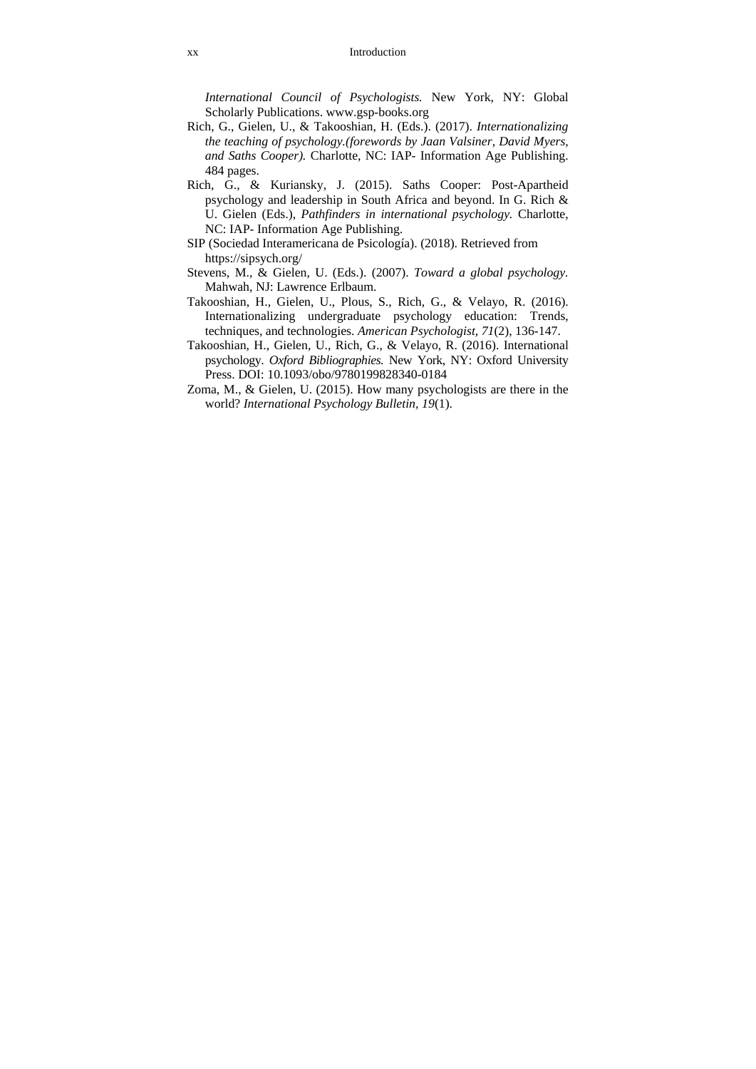*International Council of Psychologists.* New York, NY: Global Scholarly Publications. www.gsp-books.org

Rich, G., Gielen, U., & Takooshian, H. (Eds.). (2017). *Internationalizing the teaching of psychology.(forewords by Jaan Valsiner, David Myers, and Saths Cooper).* Charlotte, NC: IAP- Information Age Publishing. 484 pages.

Rich, G., & Kuriansky, J. (2015). Saths Cooper: Post-Apartheid psychology and leadership in South Africa and beyond. In G. Rich & U. Gielen (Eds.), *Pathfinders in international psychology.* Charlotte, NC: IAP- Information Age Publishing.

SIP (Sociedad Interamericana de Psicología). (2018). Retrieved from https://sipsych.org/

Stevens, M., & Gielen, U. (Eds.). (2007). *Toward a global psychology.* Mahwah, NJ: Lawrence Erlbaum.

Takooshian, H., Gielen, U., Plous, S., Rich, G., & Velayo, R. (2016). Internationalizing undergraduate psychology education: Trends, techniques, and technologies. *American Psychologist, 71*(2), 136-147.

Takooshian, H., Gielen, U., Rich, G., & Velayo, R. (2016). International psychology. *Oxford Bibliographies.* New York, NY: Oxford University Press. DOI: 10.1093/obo/9780199828340-0184

Zoma, M., & Gielen, U. (2015). How many psychologists are there in the world? *International Psychology Bulletin, 19*(1).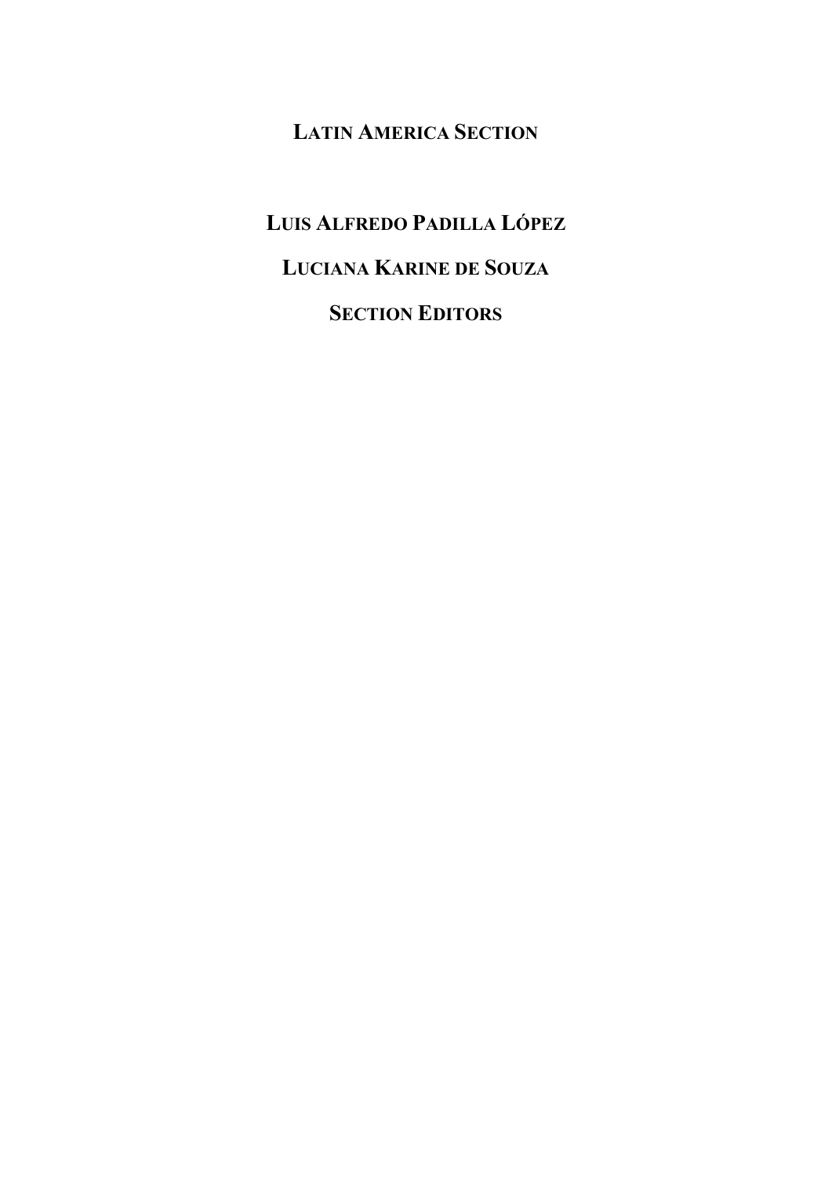# LATIN AMERICA SECTION

**LUIS ALFREDO PADILLA LÓPEZ**

**LUCIANA KARINE DE SOUZA**

**SECTION EDITORS**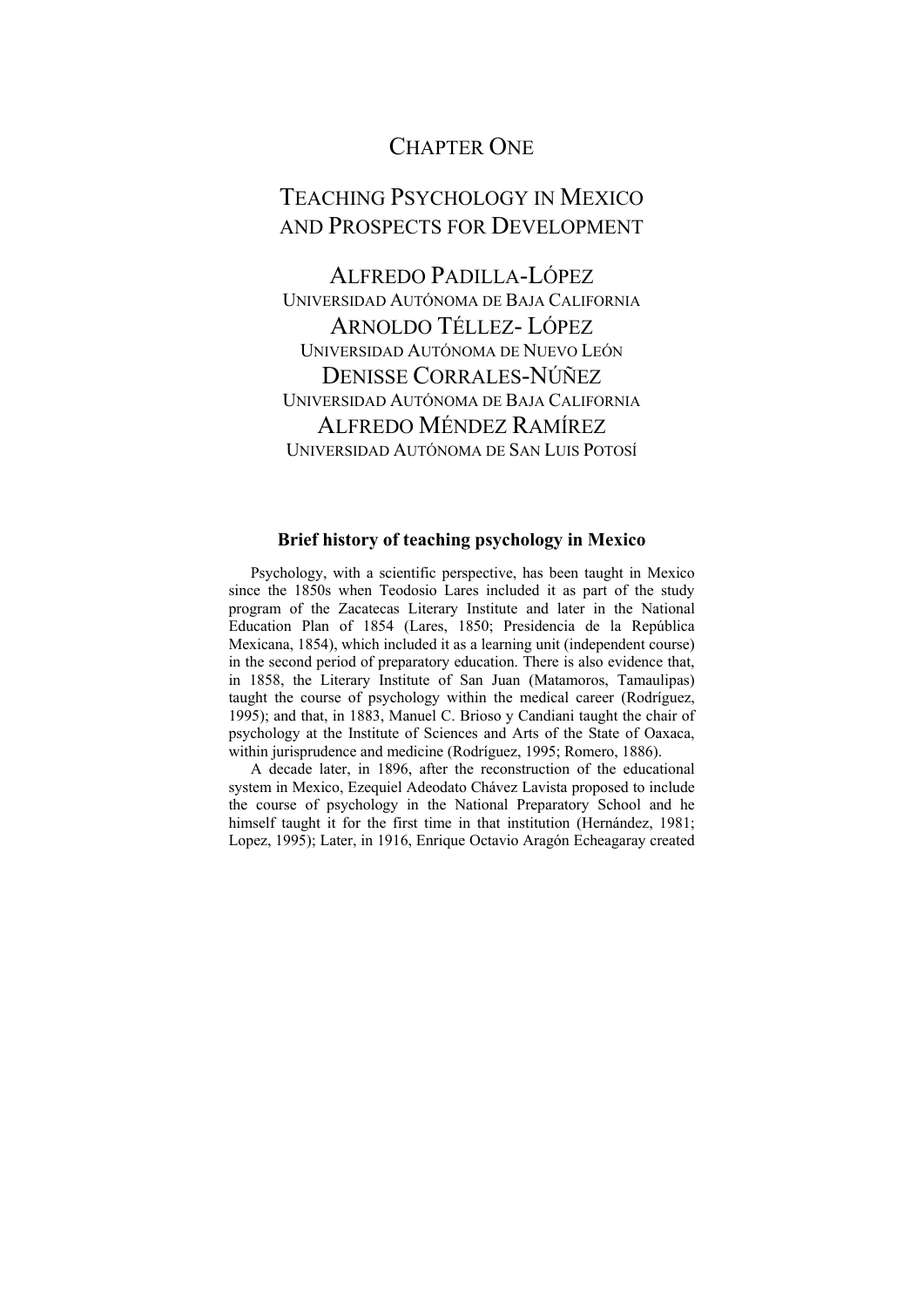# CHAPTER ONE

# TEACHING PSYCHOLOGY IN MEXICO AND PROSPECTS FOR DEVELOPMENT

ALFREDO PADILLA-LÓPEZ
UNIVERSIDAD AUTÓNOMA DE BAJA CALIFORNIA

ARNOLDO TÉLLEZ- LÓPEZ
UNIVERSIDAD AUTÓNOMA DE NUEVO LEÓN

DENISSE CORRALES-NÚÑEZ
UNIVERSIDAD AUTÓNOMA DE BAJA CALIFORNIA

ALFREDO MÉNDEZ RAMÍREZ
UNIVERSIDAD AUTÓNOMA DE SAN LUIS POTOSÍ

## Brief history of teaching psychology in Mexico

Psychology, with a scientific perspective, has been taught in Mexico since the 1850s when Teodosio Lares included it as part of the study program of the Zacatecas Literary Institute and later in the National Education Plan of 1854 (Lares, 1850; Presidencia de la República Mexicana, 1854), which included it as a learning unit (independent course) in the second period of preparatory education. There is also evidence that, in 1858, the Literary Institute of San Juan (Matamoros, Tamaulipas) taught the course of psychology within the medical career (Rodríguez, 1995); and that, in 1883, Manuel C. Brioso y Candiani taught the chair of psychology at the Institute of Sciences and Arts of the State of Oaxaca, within jurisprudence and medicine (Rodríguez, 1995; Romero, 1886).

A decade later, in 1896, after the reconstruction of the educational system in Mexico, Ezequiel Adeodato Chávez Lavista proposed to include the course of psychology in the National Preparatory School and he himself taught it for the first time in that institution (Hernández, 1981; Lopez, 1995); Later, in 1916, Enrique Octavio Aragón Echeagaray created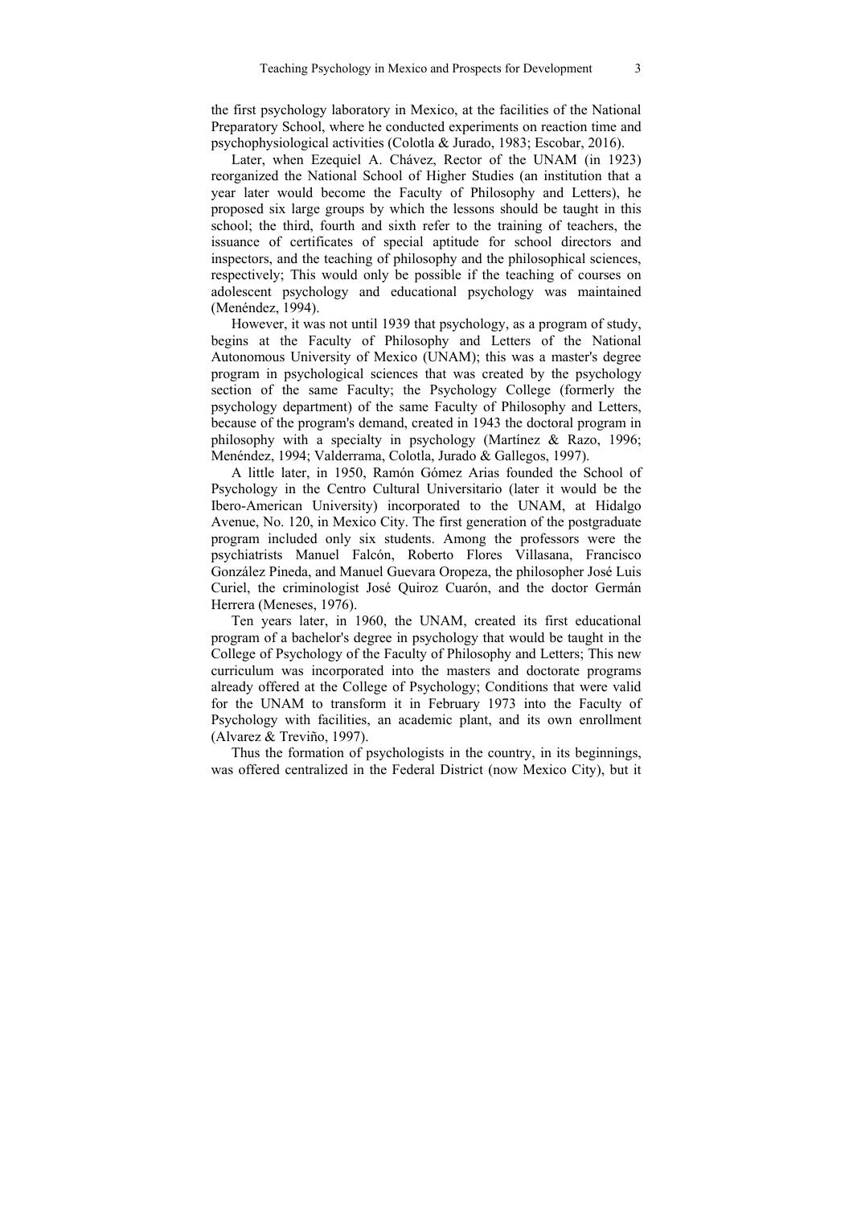the first psychology laboratory in Mexico, at the facilities of the National Preparatory School, where he conducted experiments on reaction time and psychophysiological activities (Colotla & Jurado, 1983; Escobar, 2016).

Later, when Ezequiel A. Chávez, Rector of the UNAM (in 1923) reorganized the National School of Higher Studies (an institution that a year later would become the Faculty of Philosophy and Letters), he proposed six large groups by which the lessons should be taught in this school; the third, fourth and sixth refer to the training of teachers, the issuance of certificates of special aptitude for school directors and inspectors, and the teaching of philosophy and the philosophical sciences, respectively; This would only be possible if the teaching of courses on adolescent psychology and educational psychology was maintained (Menéndez, 1994).

However, it was not until 1939 that psychology, as a program of study, begins at the Faculty of Philosophy and Letters of the National Autonomous University of Mexico (UNAM); this was a master's degree program in psychological sciences that was created by the psychology section of the same Faculty; the Psychology College (formerly the psychology department) of the same Faculty of Philosophy and Letters, because of the program's demand, created in 1943 the doctoral program in philosophy with a specialty in psychology (Martínez & Razo, 1996; Menéndez, 1994; Valderrama, Colotla, Jurado & Gallegos, 1997).

A little later, in 1950, Ramón Gómez Arias founded the School of Psychology in the Centro Cultural Universitario (later it would be the Ibero-American University) incorporated to the UNAM, at Hidalgo Avenue, No. 120, in Mexico City. The first generation of the postgraduate program included only six students. Among the professors were the psychiatrists Manuel Falcón, Roberto Flores Villasana, Francisco González Pineda, and Manuel Guevara Oropeza, the philosopher José Luis Curiel, the criminologist José Quiroz Cuarón, and the doctor Germán Herrera (Meneses, 1976).

Ten years later, in 1960, the UNAM, created its first educational program of a bachelor's degree in psychology that would be taught in the College of Psychology of the Faculty of Philosophy and Letters; This new curriculum was incorporated into the masters and doctorate programs already offered at the College of Psychology; Conditions that were valid for the UNAM to transform it in February 1973 into the Faculty of Psychology with facilities, an academic plant, and its own enrollment (Alvarez & Treviño, 1997).

Thus the formation of psychologists in the country, in its beginnings, was offered centralized in the Federal District (now Mexico City), but it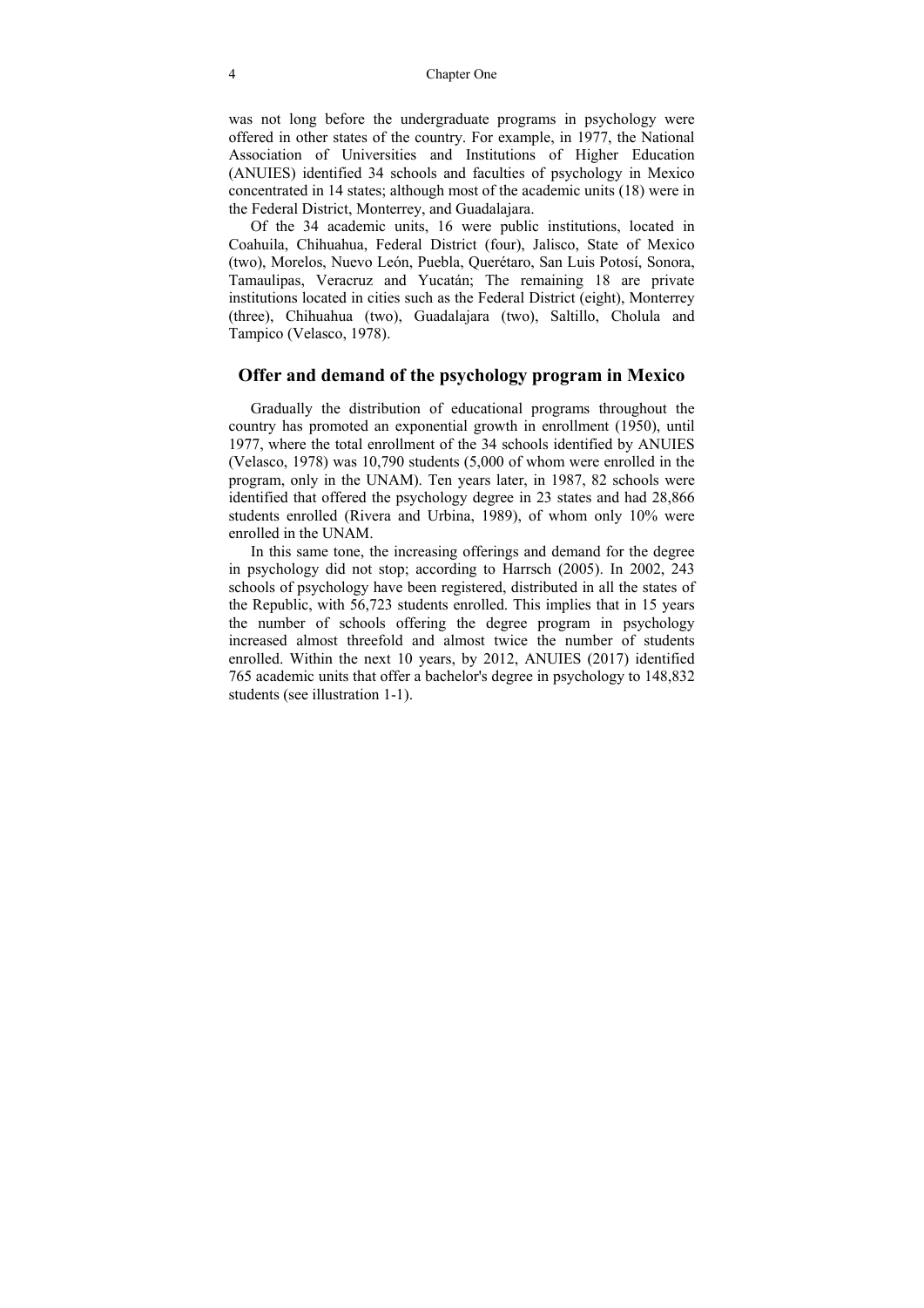was not long before the undergraduate programs in psychology were offered in other states of the country. For example, in 1977, the National Association of Universities and Institutions of Higher Education (ANUIES) identified 34 schools and faculties of psychology in Mexico concentrated in 14 states; although most of the academic units (18) were in the Federal District, Monterrey, and Guadalajara.

Of the 34 academic units, 16 were public institutions, located in Coahuila, Chihuahua, Federal District (four), Jalisco, State of Mexico (two), Morelos, Nuevo León, Puebla, Querétaro, San Luis Potosí, Sonora, Tamaulipas, Veracruz and Yucatán; The remaining 18 are private institutions located in cities such as the Federal District (eight), Monterrey (three), Chihuahua (two), Guadalajara (two), Saltillo, Cholula and Tampico (Velasco, 1978).

## Offer and demand of the psychology program in Mexico

Gradually the distribution of educational programs throughout the country has promoted an exponential growth in enrollment (1950), until 1977, where the total enrollment of the 34 schools identified by ANUIES (Velasco, 1978) was 10,790 students (5,000 of whom were enrolled in the program, only in the UNAM). Ten years later, in 1987, 82 schools were identified that offered the psychology degree in 23 states and had 28,866 students enrolled (Rivera and Urbina, 1989), of whom only 10% were enrolled in the UNAM.

In this same tone, the increasing offerings and demand for the degree in psychology did not stop; according to Harrsch (2005). In 2002, 243 schools of psychology have been registered, distributed in all the states of the Republic, with 56,723 students enrolled. This implies that in 15 years the number of schools offering the degree program in psychology increased almost threefold and almost twice the number of students enrolled. Within the next 10 years, by 2012, ANUIES (2017) identified 765 academic units that offer a bachelor's degree in psychology to 148,832 students (see illustration 1-1).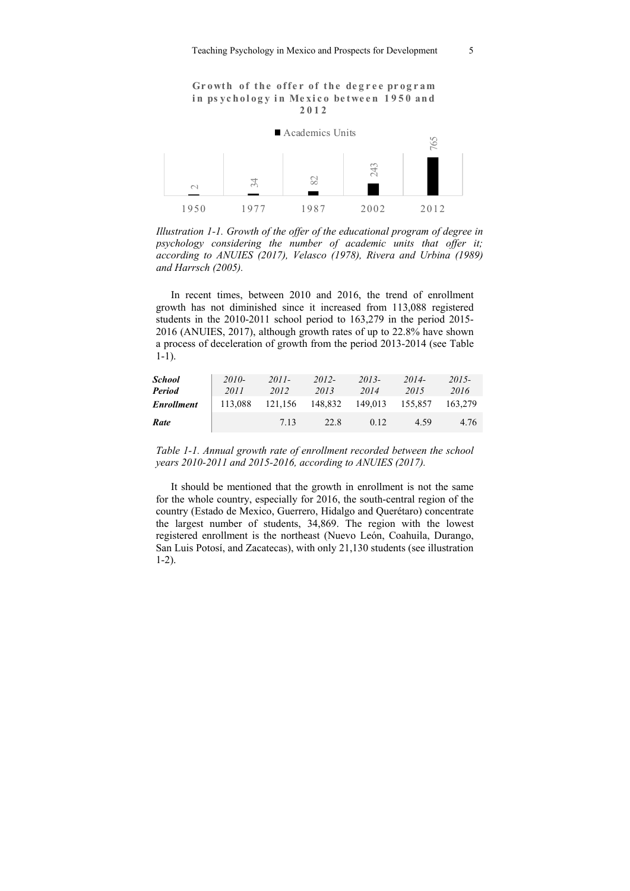**Growth of the offer of the degree program in psychology in Mexico between 1950 and 2012**

Academics Units

| 1950 | 1977 | 1987 | 2002 | 2012 |
|---|---|---|---|---|
| 2 | 34 | 82 | 243 | 765 |

*Illustration 1-1. Growth of the offer of the educational program of degree in psychology considering the number of academic units that offer it; according to ANUIES (2017), Velasco (1978), Rivera and Urbina (1989) and Harrsch (2005).*

In recent times, between 2010 and 2016, the trend of enrollment growth has not diminished since it increased from 113,088 registered students in the 2010-2011 school period to 163,279 in the period 2015-2016 (ANUIES, 2017), although growth rates of up to 22.8% have shown a process of deceleration of growth from the period 2013-2014 (see Table 1-1).

| ***School Period*** | *2010-2011* | *2011-2012* | *2012-2013* | *2013-2014* | *2014-2015* | *2015-2016* |
|---|---|---|---|---|---|---|
| ***Enrollment*** | 113,088 | 121,156 | 148,832 | 149,013 | 155,857 | 163,279 |
| ***Rate*** | | 7.13 | 22.8 | 0.12 | 4.59 | 4.76 |

*Table 1-1. Annual growth rate of enrollment recorded between the school years 2010-2011 and 2015-2016, according to ANUIES (2017).*

It should be mentioned that the growth in enrollment is not the same for the whole country, especially for 2016, the south-central region of the country (Estado de Mexico, Guerrero, Hidalgo and Querétaro) concentrate the largest number of students, 34,869. The region with the lowest registered enrollment is the northeast (Nuevo León, Coahuila, Durango, San Luis Potosí, and Zacatecas), with only 21,130 students (see illustration 1-2).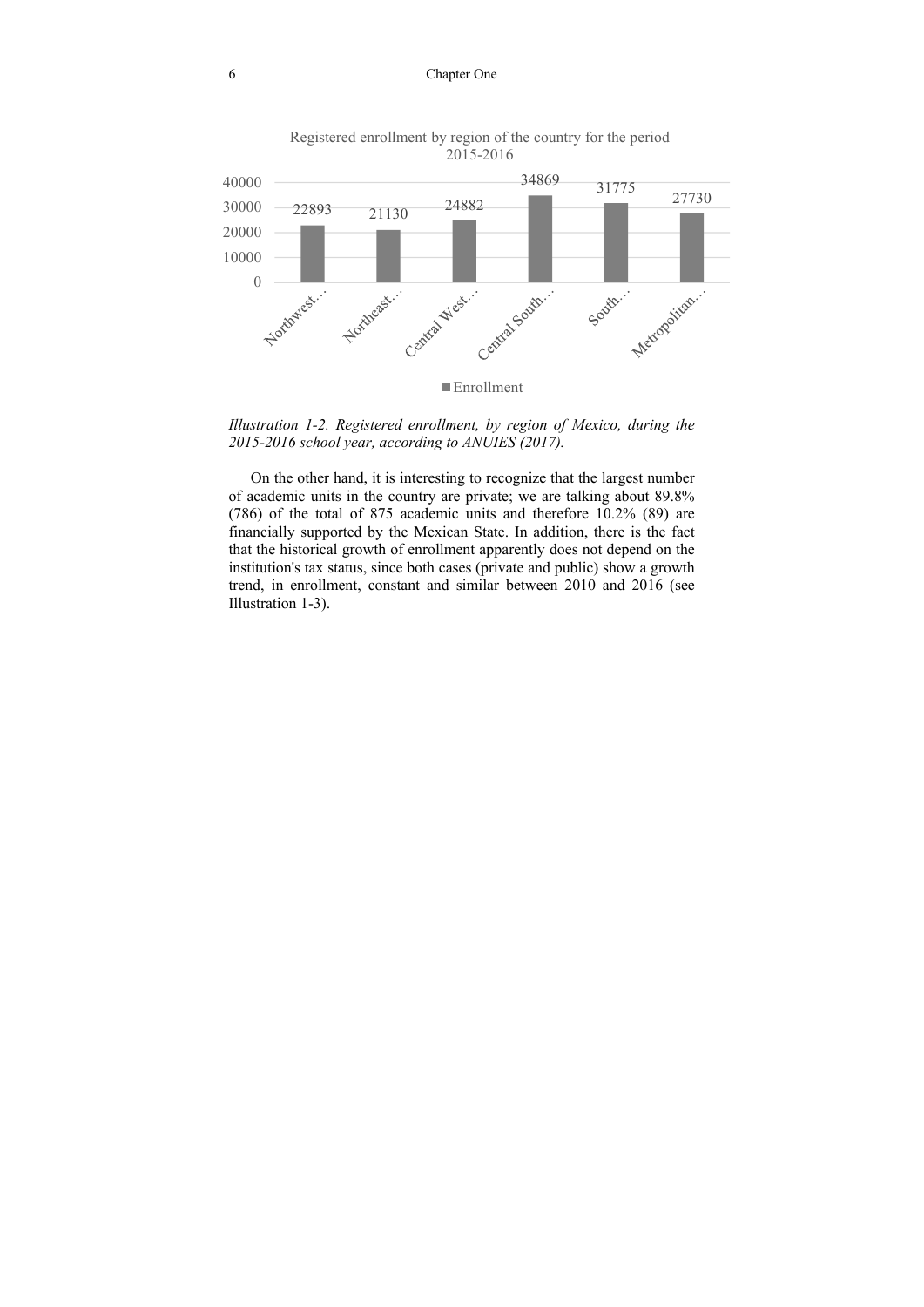Registered enrollment by region of the country for the period 2015-2016

| Region | Enrollment |
|---|---|
| Northwest… | 22893 |
| Northeast… | 21130 |
| Central West… | 24882 |
| Central South… | 34869 |
| South… | 31775 |
| Metropolitan… | 27730 |

*Illustration 1-2. Registered enrollment, by region of Mexico, during the 2015-2016 school year, according to ANUIES (2017).*

On the other hand, it is interesting to recognize that the largest number of academic units in the country are private; we are talking about 89.8% (786) of the total of 875 academic units and therefore 10.2% (89) are financially supported by the Mexican State. In addition, there is the fact that the historical growth of enrollment apparently does not depend on the institution's tax status, since both cases (private and public) show a growth trend, in enrollment, constant and similar between 2010 and 2016 (see Illustration 1-3).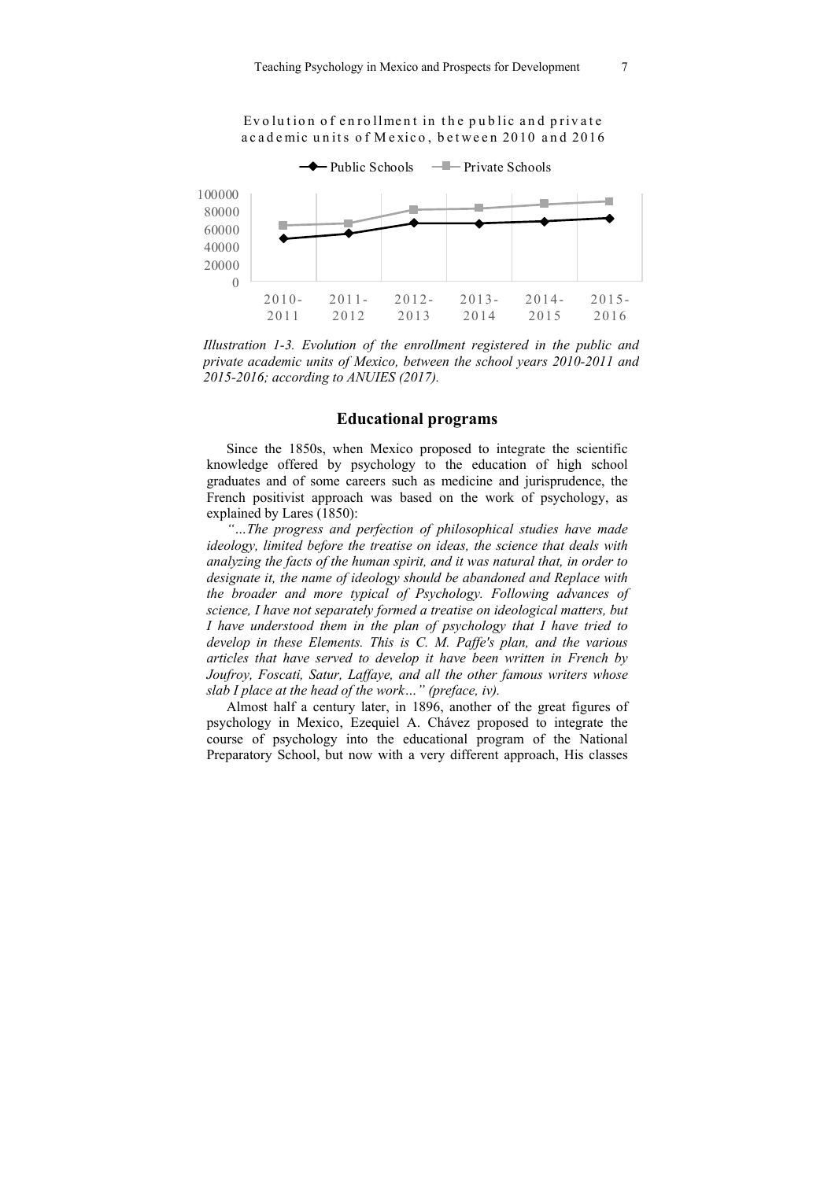*Illustration 1-3. Evolution of the enrollment registered in the public and private academic units of Mexico, between the school years 2010-2011 and 2015-2016; according to ANUIES (2017).*

## Educational programs

Since the 1850s, when Mexico proposed to integrate the scientific knowledge offered by psychology to the education of high school graduates and of some careers such as medicine and jurisprudence, the French positivist approach was based on the work of psychology, as explained by Lares (1850):

*"…The progress and perfection of philosophical studies have made ideology, limited before the treatise on ideas, the science that deals with analyzing the facts of the human spirit, and it was natural that, in order to designate it, the name of ideology should be abandoned and Replace with the broader and more typical of Psychology. Following advances of science, I have not separately formed a treatise on ideological matters, but I have understood them in the plan of psychology that I have tried to develop in these Elements. This is C. M. Paffe's plan, and the various articles that have served to develop it have been written in French by Joufroy, Foscati, Satur, Laffaye, and all the other famous writers whose slab I place at the head of the work…" (preface, iv).*

Almost half a century later, in 1896, another of the great figures of psychology in Mexico, Ezequiel A. Chávez proposed to integrate the course of psychology into the educational program of the National Preparatory School, but now with a very different approach, His classes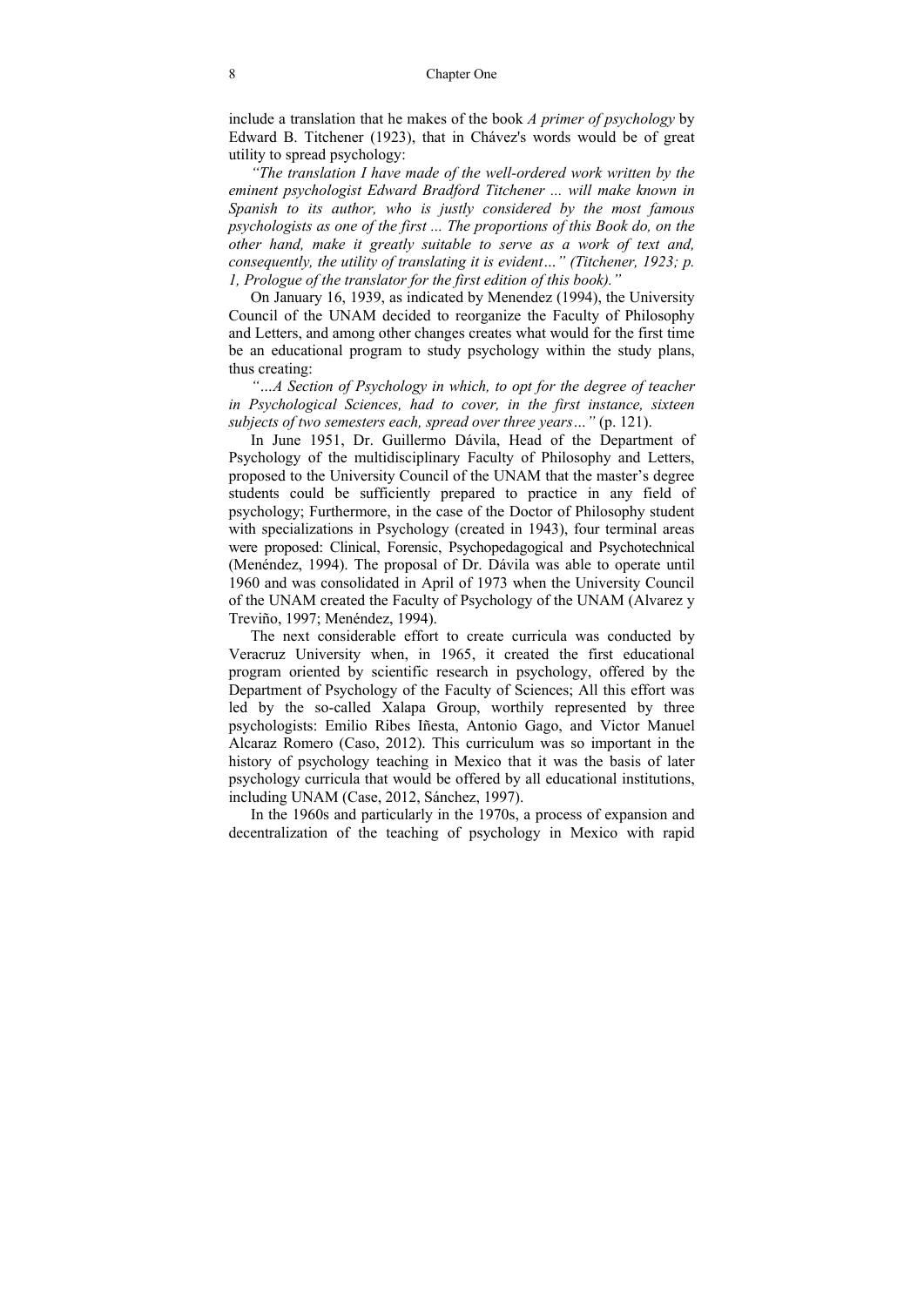include a translation that he makes of the book *A primer of psychology* by Edward B. Titchener (1923), that in Chávez's words would be of great utility to spread psychology:

*"The translation I have made of the well-ordered work written by the eminent psychologist Edward Bradford Titchener ... will make known in Spanish to its author, who is justly considered by the most famous psychologists as one of the first ... The proportions of this Book do, on the other hand, make it greatly suitable to serve as a work of text and, consequently, the utility of translating it is evident…" (Titchener, 1923; p. 1, Prologue of the translator for the first edition of this book)."*

On January 16, 1939, as indicated by Menendez (1994), the University Council of the UNAM decided to reorganize the Faculty of Philosophy and Letters, and among other changes creates what would for the first time be an educational program to study psychology within the study plans, thus creating:

*"…A Section of Psychology in which, to opt for the degree of teacher in Psychological Sciences, had to cover, in the first instance, sixteen subjects of two semesters each, spread over three years…"* (p. 121).

In June 1951, Dr. Guillermo Dávila, Head of the Department of Psychology of the multidisciplinary Faculty of Philosophy and Letters, proposed to the University Council of the UNAM that the master's degree students could be sufficiently prepared to practice in any field of psychology; Furthermore, in the case of the Doctor of Philosophy student with specializations in Psychology (created in 1943), four terminal areas were proposed: Clinical, Forensic, Psychopedagogical and Psychotechnical (Menéndez, 1994). The proposal of Dr. Dávila was able to operate until 1960 and was consolidated in April of 1973 when the University Council of the UNAM created the Faculty of Psychology of the UNAM (Alvarez y Treviño, 1997; Menéndez, 1994).

The next considerable effort to create curricula was conducted by Veracruz University when, in 1965, it created the first educational program oriented by scientific research in psychology, offered by the Department of Psychology of the Faculty of Sciences; All this effort was led by the so-called Xalapa Group, worthily represented by three psychologists: Emilio Ribes Iñesta, Antonio Gago, and Victor Manuel Alcaraz Romero (Caso, 2012). This curriculum was so important in the history of psychology teaching in Mexico that it was the basis of later psychology curricula that would be offered by all educational institutions, including UNAM (Case, 2012, Sánchez, 1997).

In the 1960s and particularly in the 1970s, a process of expansion and decentralization of the teaching of psychology in Mexico with rapid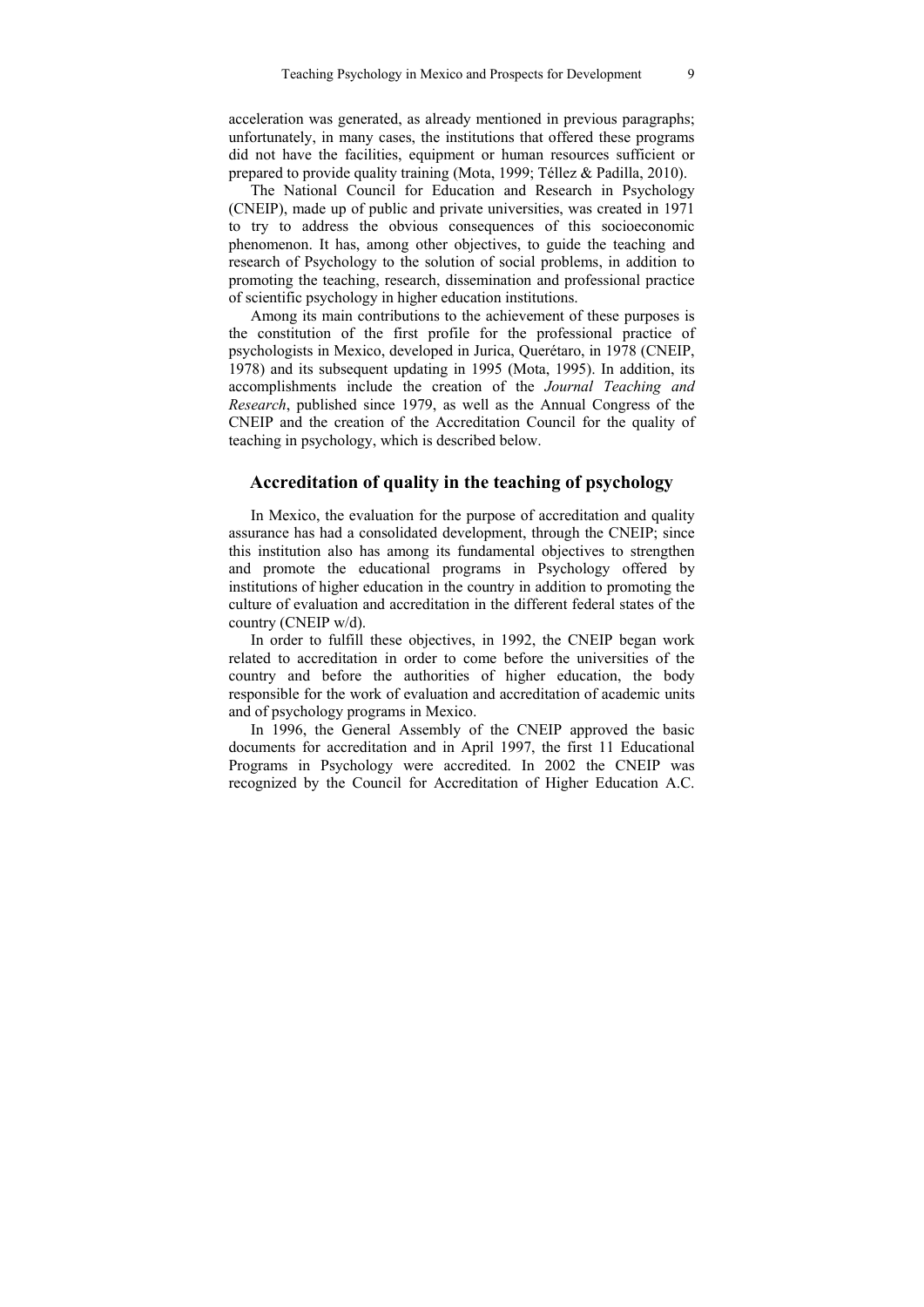acceleration was generated, as already mentioned in previous paragraphs; unfortunately, in many cases, the institutions that offered these programs did not have the facilities, equipment or human resources sufficient or prepared to provide quality training (Mota, 1999; Téllez & Padilla, 2010).

The National Council for Education and Research in Psychology (CNEIP), made up of public and private universities, was created in 1971 to try to address the obvious consequences of this socioeconomic phenomenon. It has, among other objectives, to guide the teaching and research of Psychology to the solution of social problems, in addition to promoting the teaching, research, dissemination and professional practice of scientific psychology in higher education institutions.

Among its main contributions to the achievement of these purposes is the constitution of the first profile for the professional practice of psychologists in Mexico, developed in Jurica, Querétaro, in 1978 (CNEIP, 1978) and its subsequent updating in 1995 (Mota, 1995). In addition, its accomplishments include the creation of the *Journal Teaching and Research*, published since 1979, as well as the Annual Congress of the CNEIP and the creation of the Accreditation Council for the quality of teaching in psychology, which is described below.

## Accreditation of quality in the teaching of psychology

In Mexico, the evaluation for the purpose of accreditation and quality assurance has had a consolidated development, through the CNEIP; since this institution also has among its fundamental objectives to strengthen and promote the educational programs in Psychology offered by institutions of higher education in the country in addition to promoting the culture of evaluation and accreditation in the different federal states of the country (CNEIP w/d).

In order to fulfill these objectives, in 1992, the CNEIP began work related to accreditation in order to come before the universities of the country and before the authorities of higher education, the body responsible for the work of evaluation and accreditation of academic units and of psychology programs in Mexico.

In 1996, the General Assembly of the CNEIP approved the basic documents for accreditation and in April 1997, the first 11 Educational Programs in Psychology were accredited. In 2002 the CNEIP was recognized by the Council for Accreditation of Higher Education A.C.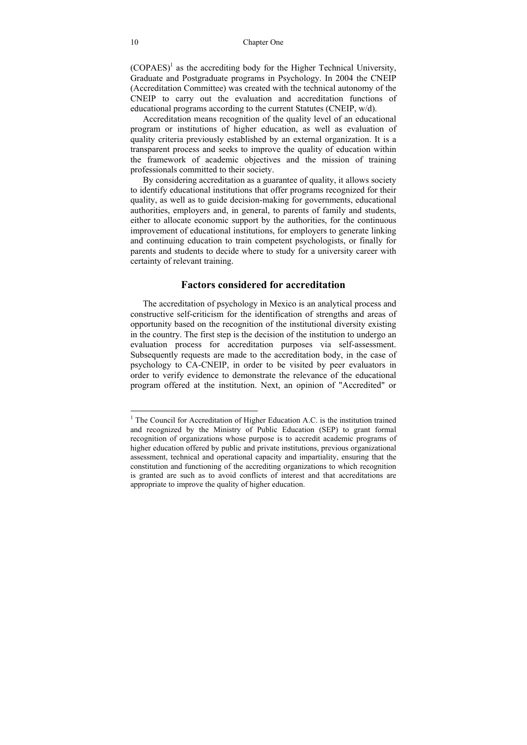(COPAES)[1] as the accrediting body for the Higher Technical University, Graduate and Postgraduate programs in Psychology. In 2004 the CNEIP (Accreditation Committee) was created with the technical autonomy of the CNEIP to carry out the evaluation and accreditation functions of educational programs according to the current Statutes (CNEIP, w/d).

Accreditation means recognition of the quality level of an educational program or institutions of higher education, as well as evaluation of quality criteria previously established by an external organization. It is a transparent process and seeks to improve the quality of education within the framework of academic objectives and the mission of training professionals committed to their society.

By considering accreditation as a guarantee of quality, it allows society to identify educational institutions that offer programs recognized for their quality, as well as to guide decision-making for governments, educational authorities, employers and, in general, to parents of family and students, either to allocate economic support by the authorities, for the continuous improvement of educational institutions, for employers to generate linking and continuing education to train competent psychologists, or finally for parents and students to decide where to study for a university career with certainty of relevant training.

## Factors considered for accreditation

The accreditation of psychology in Mexico is an analytical process and constructive self-criticism for the identification of strengths and areas of opportunity based on the recognition of the institutional diversity existing in the country. The first step is the decision of the institution to undergo an evaluation process for accreditation purposes via self-assessment. Subsequently requests are made to the accreditation body, in the case of psychology to CA-CNEIP, in order to be visited by peer evaluators in order to verify evidence to demonstrate the relevance of the educational program offered at the institution. Next, an opinion of "Accredited" or

---

[1] The Council for Accreditation of Higher Education A.C. is the institution trained and recognized by the Ministry of Public Education (SEP) to grant formal recognition of organizations whose purpose is to accredit academic programs of higher education offered by public and private institutions, previous organizational assessment, technical and operational capacity and impartiality, ensuring that the constitution and functioning of the accrediting organizations to which recognition is granted are such as to avoid conflicts of interest and that accreditations are appropriate to improve the quality of higher education.